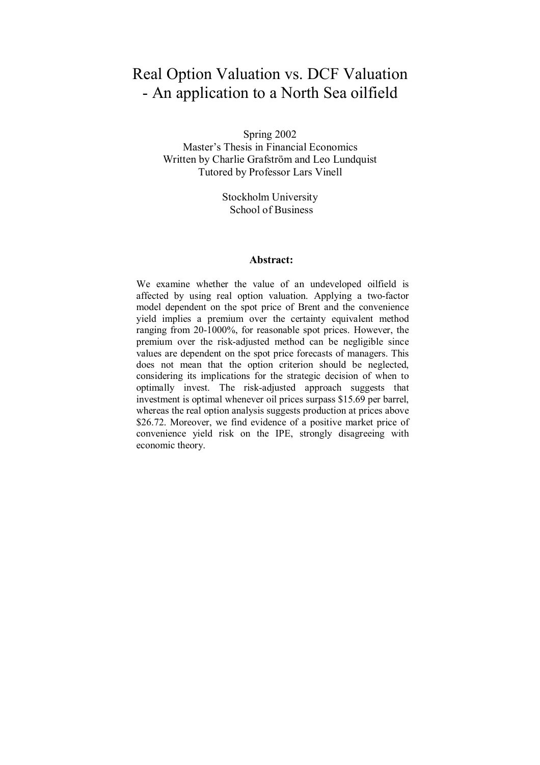# Real Option Valuation vs. DCF Valuation
## - An application to a North Sea oilfield

Spring 2002
Master's Thesis in Financial Economics
Written by Charlie Grafström and Leo Lundquist
Tutored by Professor Lars Vinell

Stockholm University
School of Business

**Abstract:**

We examine whether the value of an undeveloped oilfield is affected by using real option valuation. Applying a two-factor model dependent on the spot price of Brent and the convenience yield implies a premium over the certainty equivalent method ranging from 20-1000%, for reasonable spot prices. However, the premium over the risk-adjusted method can be negligible since values are dependent on the spot price forecasts of managers. This does not mean that the option criterion should be neglected, considering its implications for the strategic decision of when to optimally invest. The risk-adjusted approach suggests that investment is optimal whenever oil prices surpass $15.69 per barrel, whereas the real option analysis suggests production at prices above $26.72. Moreover, we find evidence of a positive market price of convenience yield risk on the IPE, strongly disagreeing with economic theory.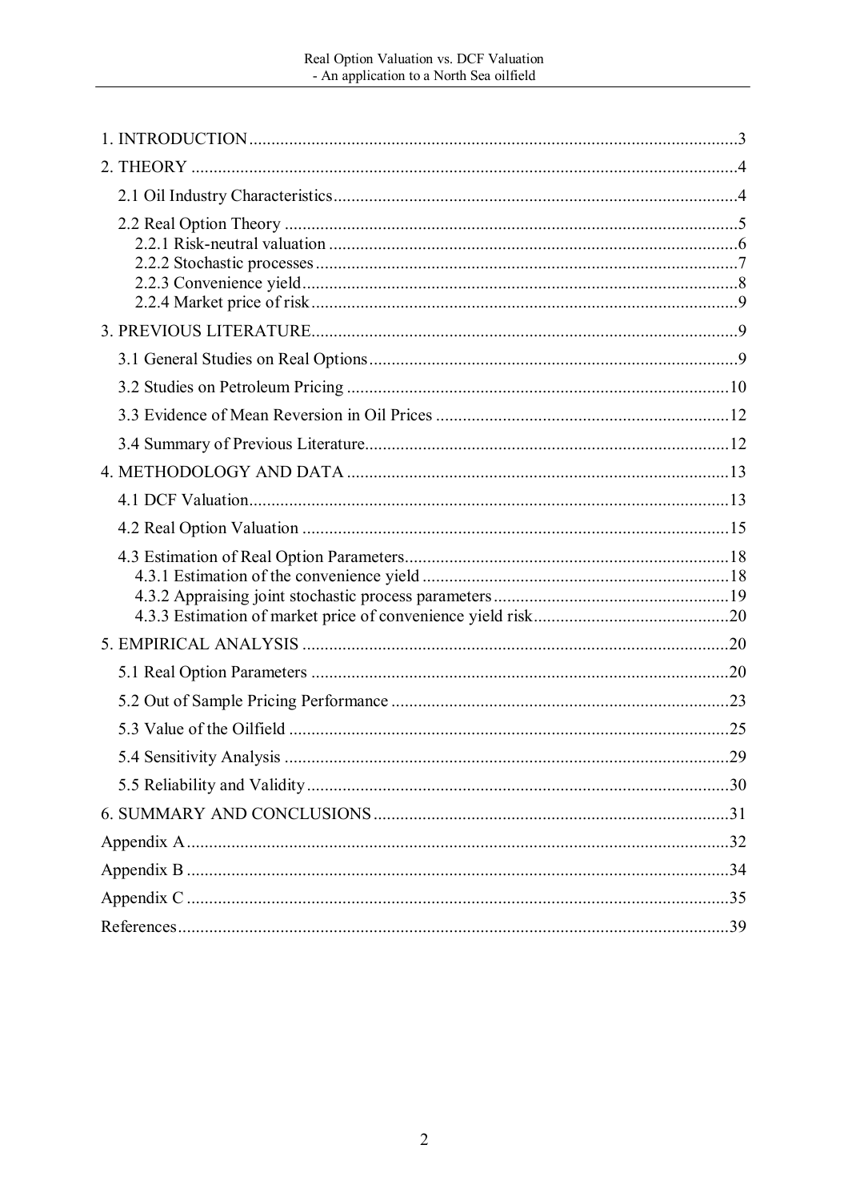1. INTRODUCTION ....................................................................................................3
2. THEORY ................................................................................................................4
   2.1 Oil Industry Characteristics ............................................................................4
   2.2 Real Option Theory ........................................................................................5
      2.2.1 Risk-neutral valuation ...............................................................................6
      2.2.2 Stochastic processes ..................................................................................7
      2.2.3 Convenience yield .....................................................................................8
      2.2.4 Market price of risk ...................................................................................9
3. PREVIOUS LITERATURE ...................................................................................9
   3.1 General Studies on Real Options ....................................................................9
   3.2 Studies on Petroleum Pricing .........................................................................10
   3.3 Evidence of Mean Reversion in Oil Prices ....................................................12
   3.4 Summary of Previous Literature .....................................................................12
4. METHODOLOGY AND DATA ..........................................................................13
   4.1 DCF Valuation ...............................................................................................13
   4.2 Real Option Valuation ...................................................................................15
   4.3 Estimation of Real Option Parameters ...........................................................18
      4.3.1 Estimation of the convenience yield ........................................................18
      4.3.2 Appraising joint stochastic process parameters .......................................19
      4.3.3 Estimation of market price of convenience yield risk ..............................20
5. EMPIRICAL ANALYSIS ....................................................................................20
   5.1 Real Option Parameters .................................................................................20
   5.2 Out of Sample Pricing Performance ..............................................................23
   5.3 Value of the Oilfield .......................................................................................25
   5.4 Sensitivity Analysis .......................................................................................29
   5.5 Reliability and Validity ..................................................................................30
6. SUMMARY AND CONCLUSIONS ...................................................................31
Appendix A ..............................................................................................................32
Appendix B ..............................................................................................................34
Appendix C ..............................................................................................................35
References ................................................................................................................39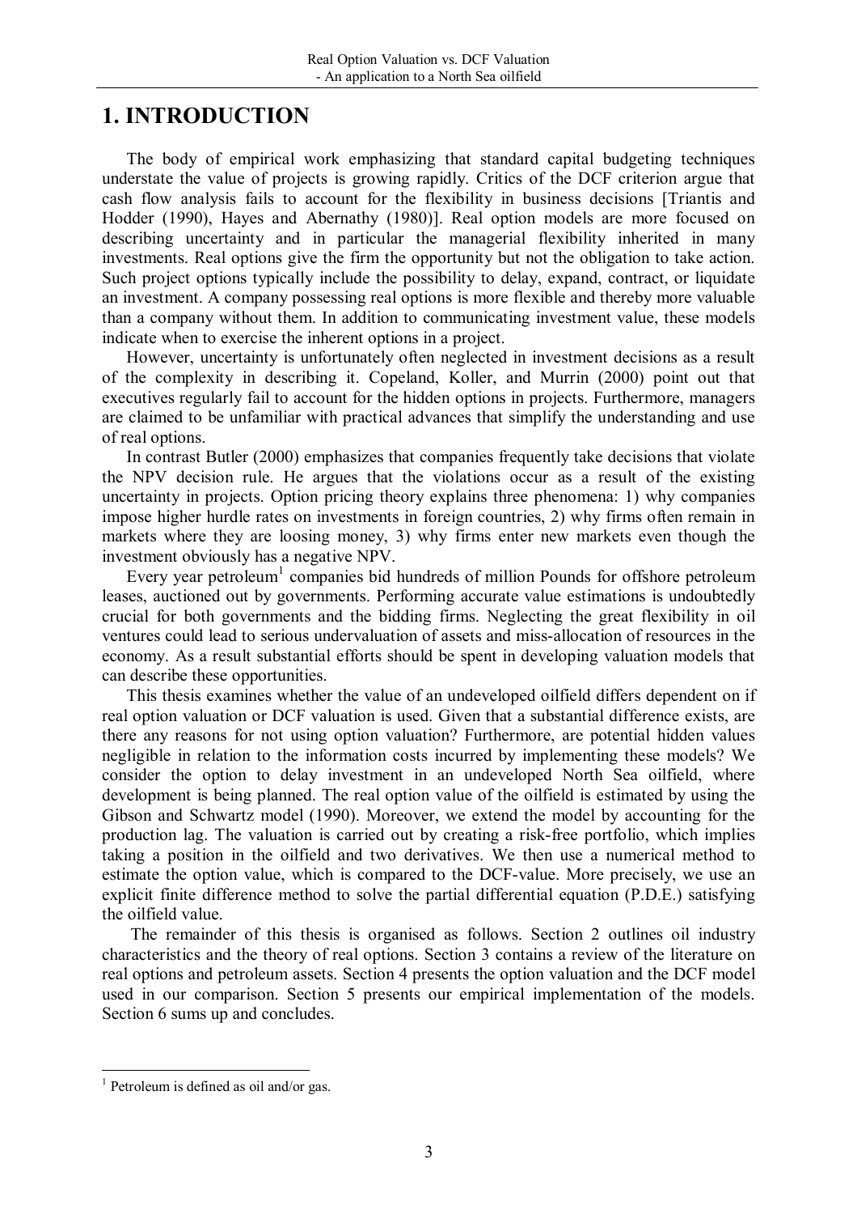# 1. INTRODUCTION

The body of empirical work emphasizing that standard capital budgeting techniques understate the value of projects is growing rapidly. Critics of the DCF criterion argue that cash flow analysis fails to account for the flexibility in business decisions [Triantis and Hodder (1990), Hayes and Abernathy (1980)]. Real option models are more focused on describing uncertainty and in particular the managerial flexibility inherited in many investments. Real options give the firm the opportunity but not the obligation to take action. Such project options typically include the possibility to delay, expand, contract, or liquidate an investment. A company possessing real options is more flexible and thereby more valuable than a company without them. In addition to communicating investment value, these models indicate when to exercise the inherent options in a project.

However, uncertainty is unfortunately often neglected in investment decisions as a result of the complexity in describing it. Copeland, Koller, and Murrin (2000) point out that executives regularly fail to account for the hidden options in projects. Furthermore, managers are claimed to be unfamiliar with practical advances that simplify the understanding and use of real options.

In contrast Butler (2000) emphasizes that companies frequently take decisions that violate the NPV decision rule. He argues that the violations occur as a result of the existing uncertainty in projects. Option pricing theory explains three phenomena: 1) why companies impose higher hurdle rates on investments in foreign countries, 2) why firms often remain in markets where they are loosing money, 3) why firms enter new markets even though the investment obviously has a negative NPV.

Every year petroleum[1] companies bid hundreds of million Pounds for offshore petroleum leases, auctioned out by governments. Performing accurate value estimations is undoubtedly crucial for both governments and the bidding firms. Neglecting the great flexibility in oil ventures could lead to serious undervaluation of assets and miss-allocation of resources in the economy. As a result substantial efforts should be spent in developing valuation models that can describe these opportunities.

This thesis examines whether the value of an undeveloped oilfield differs dependent on if real option valuation or DCF valuation is used. Given that a substantial difference exists, are there any reasons for not using option valuation? Furthermore, are potential hidden values negligible in relation to the information costs incurred by implementing these models? We consider the option to delay investment in an undeveloped North Sea oilfield, where development is being planned. The real option value of the oilfield is estimated by using the Gibson and Schwartz model (1990). Moreover, we extend the model by accounting for the production lag. The valuation is carried out by creating a risk-free portfolio, which implies taking a position in the oilfield and two derivatives. We then use a numerical method to estimate the option value, which is compared to the DCF-value. More precisely, we use an explicit finite difference method to solve the partial differential equation (P.D.E.) satisfying the oilfield value.

The remainder of this thesis is organised as follows. Section 2 outlines oil industry characteristics and the theory of real options. Section 3 contains a review of the literature on real options and petroleum assets. Section 4 presents the option valuation and the DCF model used in our comparison. Section 5 presents our empirical implementation of the models. Section 6 sums up and concludes.

[1] Petroleum is defined as oil and/or gas.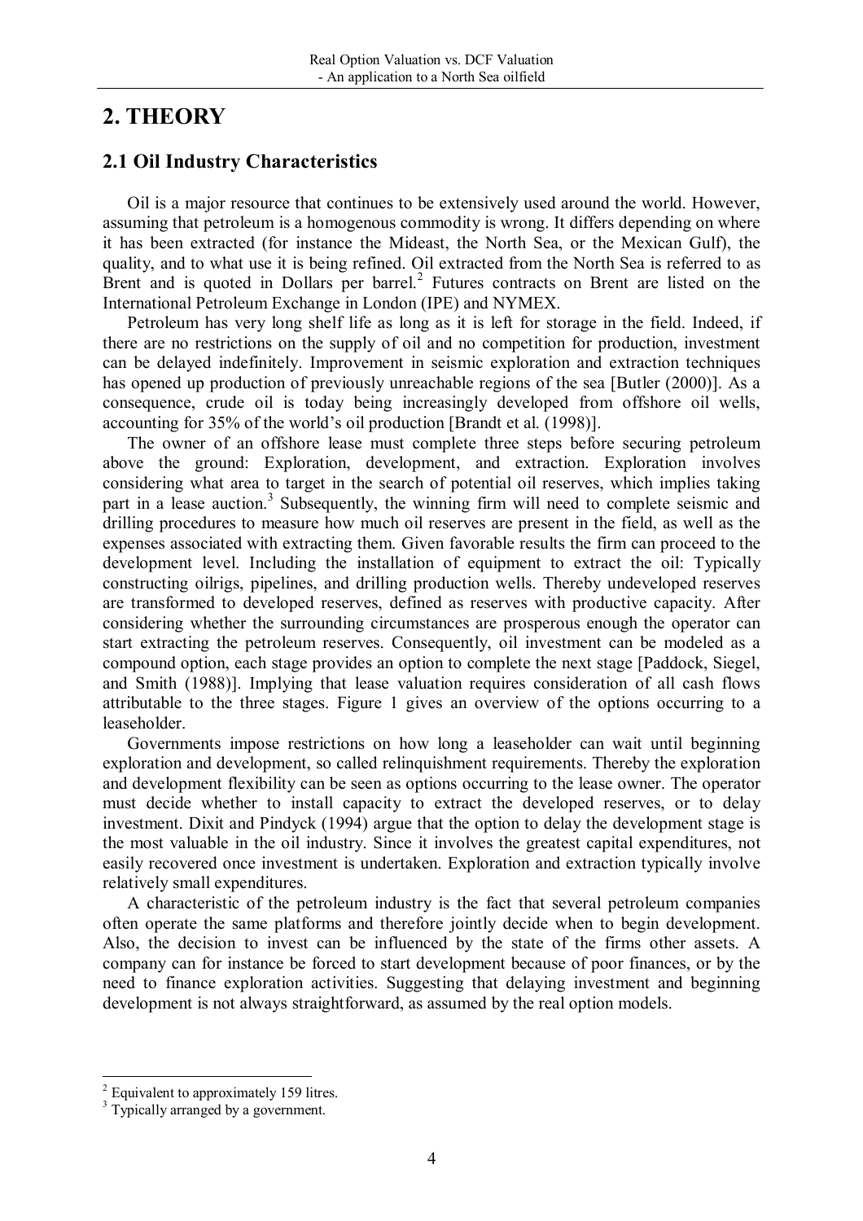# 2. THEORY

## 2.1 Oil Industry Characteristics

Oil is a major resource that continues to be extensively used around the world. However, assuming that petroleum is a homogenous commodity is wrong. It differs depending on where it has been extracted (for instance the Mideast, the North Sea, or the Mexican Gulf), the quality, and to what use it is being refined. Oil extracted from the North Sea is referred to as Brent and is quoted in Dollars per barrel.[2] Futures contracts on Brent are listed on the International Petroleum Exchange in London (IPE) and NYMEX.

Petroleum has very long shelf life as long as it is left for storage in the field. Indeed, if there are no restrictions on the supply of oil and no competition for production, investment can be delayed indefinitely. Improvement in seismic exploration and extraction techniques has opened up production of previously unreachable regions of the sea [Butler (2000)]. As a consequence, crude oil is today being increasingly developed from offshore oil wells, accounting for 35% of the world's oil production [Brandt et al. (1998)].

The owner of an offshore lease must complete three steps before securing petroleum above the ground: Exploration, development, and extraction. Exploration involves considering what area to target in the search of potential oil reserves, which implies taking part in a lease auction.[3] Subsequently, the winning firm will need to complete seismic and drilling procedures to measure how much oil reserves are present in the field, as well as the expenses associated with extracting them. Given favorable results the firm can proceed to the development level. Including the installation of equipment to extract the oil: Typically constructing oilrigs, pipelines, and drilling production wells. Thereby undeveloped reserves are transformed to developed reserves, defined as reserves with productive capacity. After considering whether the surrounding circumstances are prosperous enough the operator can start extracting the petroleum reserves. Consequently, oil investment can be modeled as a compound option, each stage provides an option to complete the next stage [Paddock, Siegel, and Smith (1988)]. Implying that lease valuation requires consideration of all cash flows attributable to the three stages. Figure 1 gives an overview of the options occurring to a leaseholder.

Governments impose restrictions on how long a leaseholder can wait until beginning exploration and development, so called relinquishment requirements. Thereby the exploration and development flexibility can be seen as options occurring to the lease owner. The operator must decide whether to install capacity to extract the developed reserves, or to delay investment. Dixit and Pindyck (1994) argue that the option to delay the development stage is the most valuable in the oil industry. Since it involves the greatest capital expenditures, not easily recovered once investment is undertaken. Exploration and extraction typically involve relatively small expenditures.

A characteristic of the petroleum industry is the fact that several petroleum companies often operate the same platforms and therefore jointly decide when to begin development. Also, the decision to invest can be influenced by the state of the firms other assets. A company can for instance be forced to start development because of poor finances, or by the need to finance exploration activities. Suggesting that delaying investment and beginning development is not always straightforward, as assumed by the real option models.

---

[2] Equivalent to approximately 159 litres.

[3] Typically arranged by a government.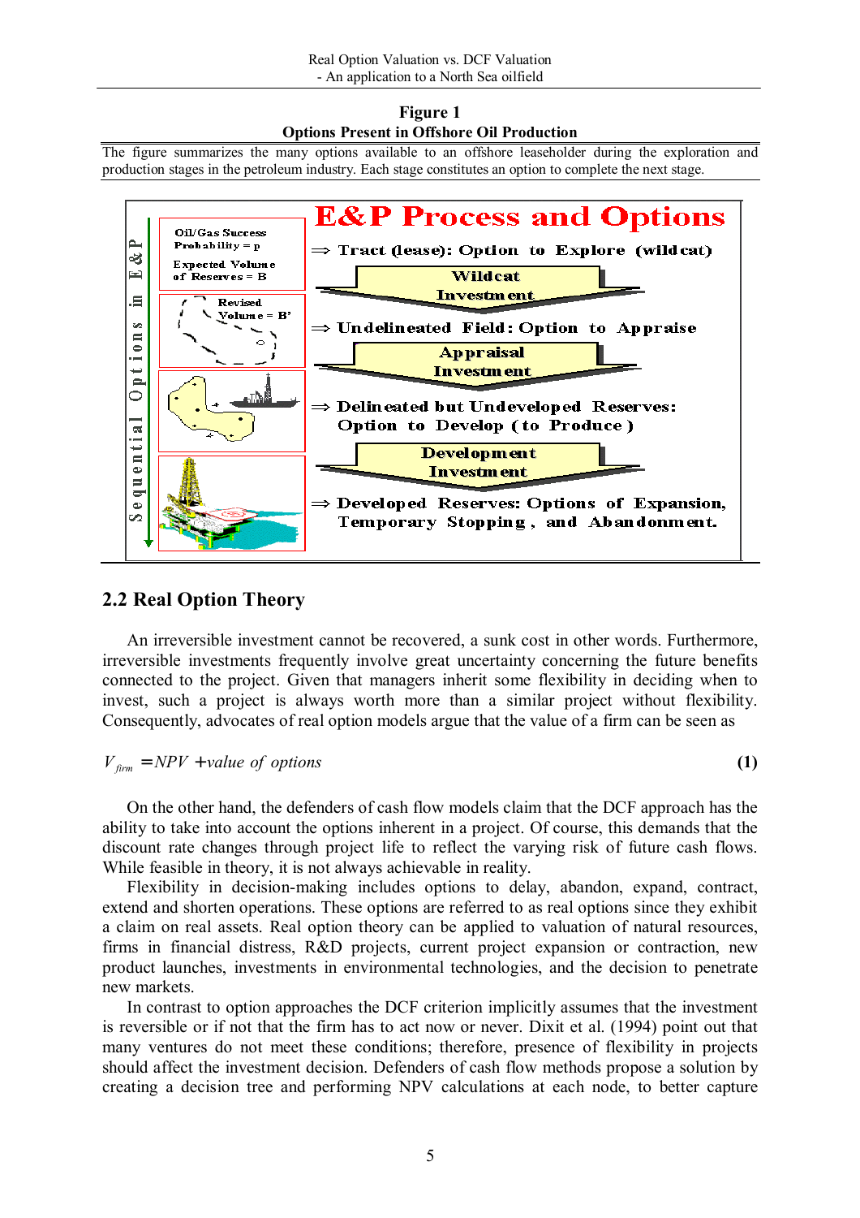**Figure 1**

**Options Present in Offshore Oil Production**

The figure summarizes the many options available to an offshore leaseholder during the exploration and production stages in the petroleum industry. Each stage constitutes an option to complete the next stage.

E&P Process and Options

Sequential Options in E&P

Oil/Gas Success Probability = p

Expected Volume of Reserves = B

Revised Volume = B'

⇒ Tract (lease): Option to Explore (wildcat)

Wildcat Investment

⇒ Undelineated Field: Option to Appraise

Appraisal Investment

⇒ Delineated but Undeveloped Reserves: Option to Develop (to Produce)

Development Investment

⇒ Developed Reserves: Options of Expansion, Temporary Stopping, and Abandonment.

## 2.2 Real Option Theory

An irreversible investment cannot be recovered, a sunk cost in other words. Furthermore, irreversible investments frequently involve great uncertainty concerning the future benefits connected to the project. Given that managers inherit some flexibility in deciding when to invest, such a project is always worth more than a similar project without flexibility. Consequently, advocates of real option models argue that the value of a firm can be seen as

$$V_{firm} = NPV + value\ of\ options \tag{1}$$

On the other hand, the defenders of cash flow models claim that the DCF approach has the ability to take into account the options inherent in a project. Of course, this demands that the discount rate changes through project life to reflect the varying risk of future cash flows. While feasible in theory, it is not always achievable in reality.

Flexibility in decision-making includes options to delay, abandon, expand, contract, extend and shorten operations. These options are referred to as real options since they exhibit a claim on real assets. Real option theory can be applied to valuation of natural resources, firms in financial distress, R&D projects, current project expansion or contraction, new product launches, investments in environmental technologies, and the decision to penetrate new markets.

In contrast to option approaches the DCF criterion implicitly assumes that the investment is reversible or if not that the firm has to act now or never. Dixit et al. (1994) point out that many ventures do not meet these conditions; therefore, presence of flexibility in projects should affect the investment decision. Defenders of cash flow methods propose a solution by creating a decision tree and performing NPV calculations at each node, to better capture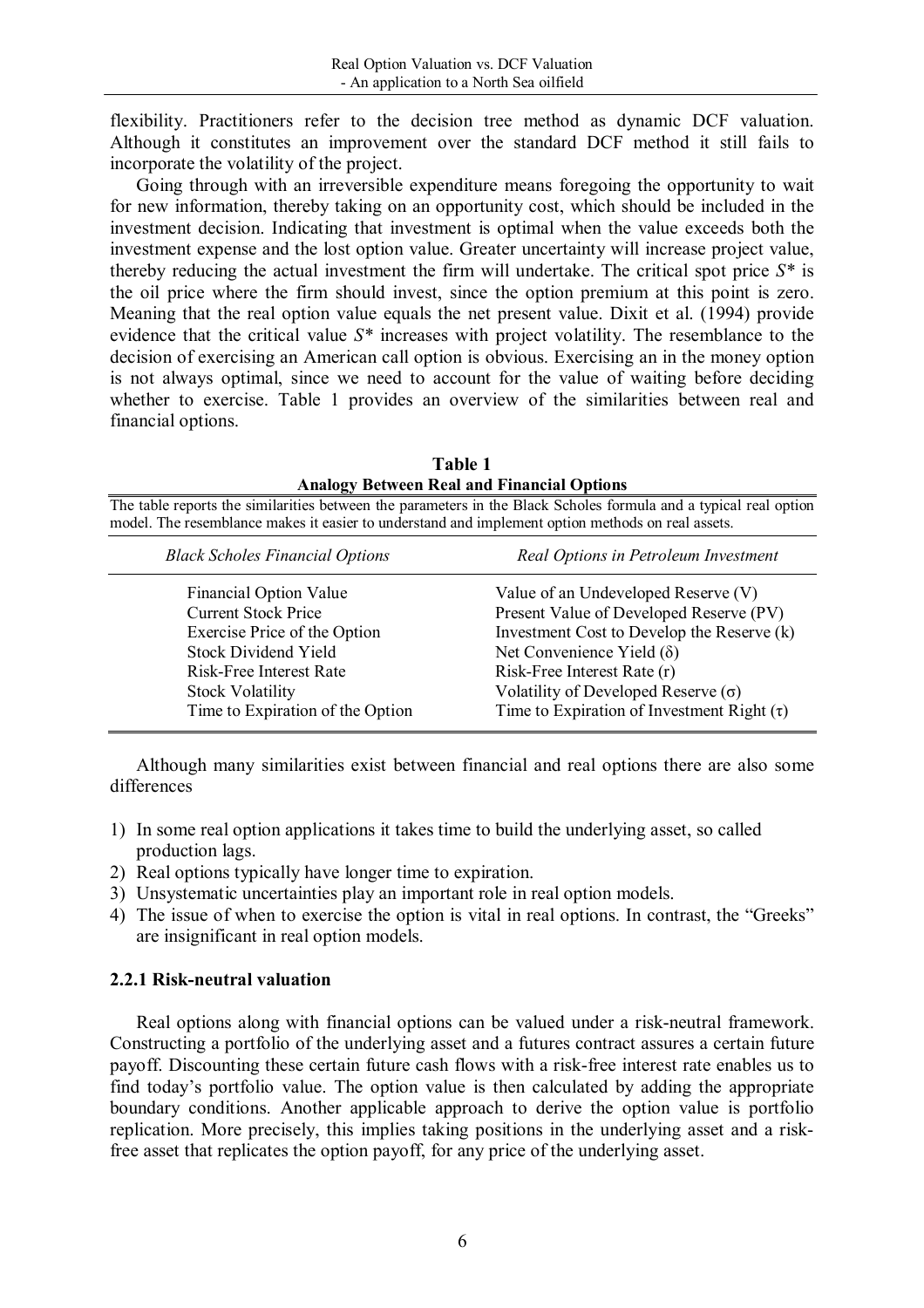flexibility. Practitioners refer to the decision tree method as dynamic DCF valuation. Although it constitutes an improvement over the standard DCF method it still fails to incorporate the volatility of the project.

Going through with an irreversible expenditure means foregoing the opportunity to wait for new information, thereby taking on an opportunity cost, which should be included in the investment decision. Indicating that investment is optimal when the value exceeds both the investment expense and the lost option value. Greater uncertainty will increase project value, thereby reducing the actual investment the firm will undertake. The critical spot price $S^*$ is the oil price where the firm should invest, since the option premium at this point is zero. Meaning that the real option value equals the net present value. Dixit et al. (1994) provide evidence that the critical value $S^*$ increases with project volatility. The resemblance to the decision of exercising an American call option is obvious. Exercising an in the money option is not always optimal, since we need to account for the value of waiting before deciding whether to exercise. Table 1 provides an overview of the similarities between real and financial options.

**Table 1**
**Analogy Between Real and Financial Options**

The table reports the similarities between the parameters in the Black Scholes formula and a typical real option model. The resemblance makes it easier to understand and implement option methods on real assets.

| *Black Scholes Financial Options* | *Real Options in Petroleum Investment* |
|---|---|
| Financial Option Value | Value of an Undeveloped Reserve (V) |
| Current Stock Price | Present Value of Developed Reserve (PV) |
| Exercise Price of the Option | Investment Cost to Develop the Reserve (k) |
| Stock Dividend Yield | Net Convenience Yield ($\delta$) |
| Risk-Free Interest Rate | Risk-Free Interest Rate (r) |
| Stock Volatility | Volatility of Developed Reserve ($\sigma$) |
| Time to Expiration of the Option | Time to Expiration of Investment Right ($\tau$) |

Although many similarities exist between financial and real options there are also some differences

1) In some real option applications it takes time to build the underlying asset, so called production lags.
2) Real options typically have longer time to expiration.
3) Unsystematic uncertainties play an important role in real option models.
4) The issue of when to exercise the option is vital in real options. In contrast, the "Greeks" are insignificant in real option models.

### 2.2.1 Risk-neutral valuation

Real options along with financial options can be valued under a risk-neutral framework. Constructing a portfolio of the underlying asset and a futures contract assures a certain future payoff. Discounting these certain future cash flows with a risk-free interest rate enables us to find today's portfolio value. The option value is then calculated by adding the appropriate boundary conditions. Another applicable approach to derive the option value is portfolio replication. More precisely, this implies taking positions in the underlying asset and a risk-free asset that replicates the option payoff, for any price of the underlying asset.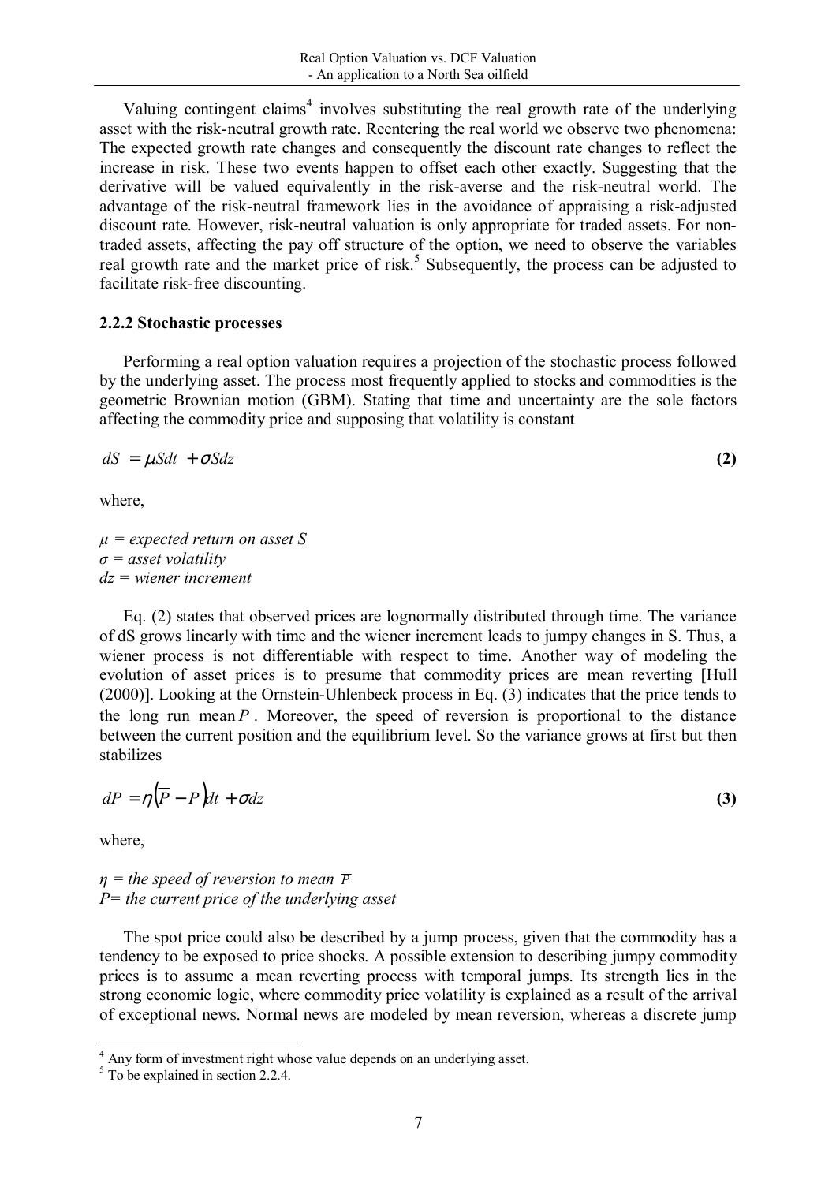Valuing contingent claims[4] involves substituting the real growth rate of the underlying asset with the risk-neutral growth rate. Reentering the real world we observe two phenomena: The expected growth rate changes and consequently the discount rate changes to reflect the increase in risk. These two events happen to offset each other exactly. Suggesting that the derivative will be valued equivalently in the risk-averse and the risk-neutral world. The advantage of the risk-neutral framework lies in the avoidance of appraising a risk-adjusted discount rate. However, risk-neutral valuation is only appropriate for traded assets. For non-traded assets, affecting the pay off structure of the option, we need to observe the variables real growth rate and the market price of risk.[5] Subsequently, the process can be adjusted to facilitate risk-free discounting.

### 2.2.2 Stochastic processes

Performing a real option valuation requires a projection of the stochastic process followed by the underlying asset. The process most frequently applied to stocks and commodities is the geometric Brownian motion (GBM). Stating that time and uncertainty are the sole factors affecting the commodity price and supposing that volatility is constant

$$dS = \mu S dt + \sigma S dz \tag{2}$$

where,

*$\mu$ = expected return on asset S*
*$\sigma$ = asset volatility*
*dz = wiener increment*

Eq. (2) states that observed prices are lognormally distributed through time. The variance of dS grows linearly with time and the wiener increment leads to jumpy changes in S. Thus, a wiener process is not differentiable with respect to time. Another way of modeling the evolution of asset prices is to presume that commodity prices are mean reverting [Hull (2000)]. Looking at the Ornstein-Uhlenbeck process in Eq. (3) indicates that the price tends to the long run mean $\overline{P}$. Moreover, the speed of reversion is proportional to the distance between the current position and the equilibrium level. So the variance grows at first but then stabilizes

$$dP = \eta\left(\overline{P} - P\right)dt + \sigma dz \tag{3}$$

where,

*$\eta$ = the speed of reversion to mean $\overline{P}$*
*P= the current price of the underlying asset*

The spot price could also be described by a jump process, given that the commodity has a tendency to be exposed to price shocks. A possible extension to describing jumpy commodity prices is to assume a mean reverting process with temporal jumps. Its strength lies in the strong economic logic, where commodity price volatility is explained as a result of the arrival of exceptional news. Normal news are modeled by mean reversion, whereas a discrete jump

[4] Any form of investment right whose value depends on an underlying asset.
[5] To be explained in section 2.2.4.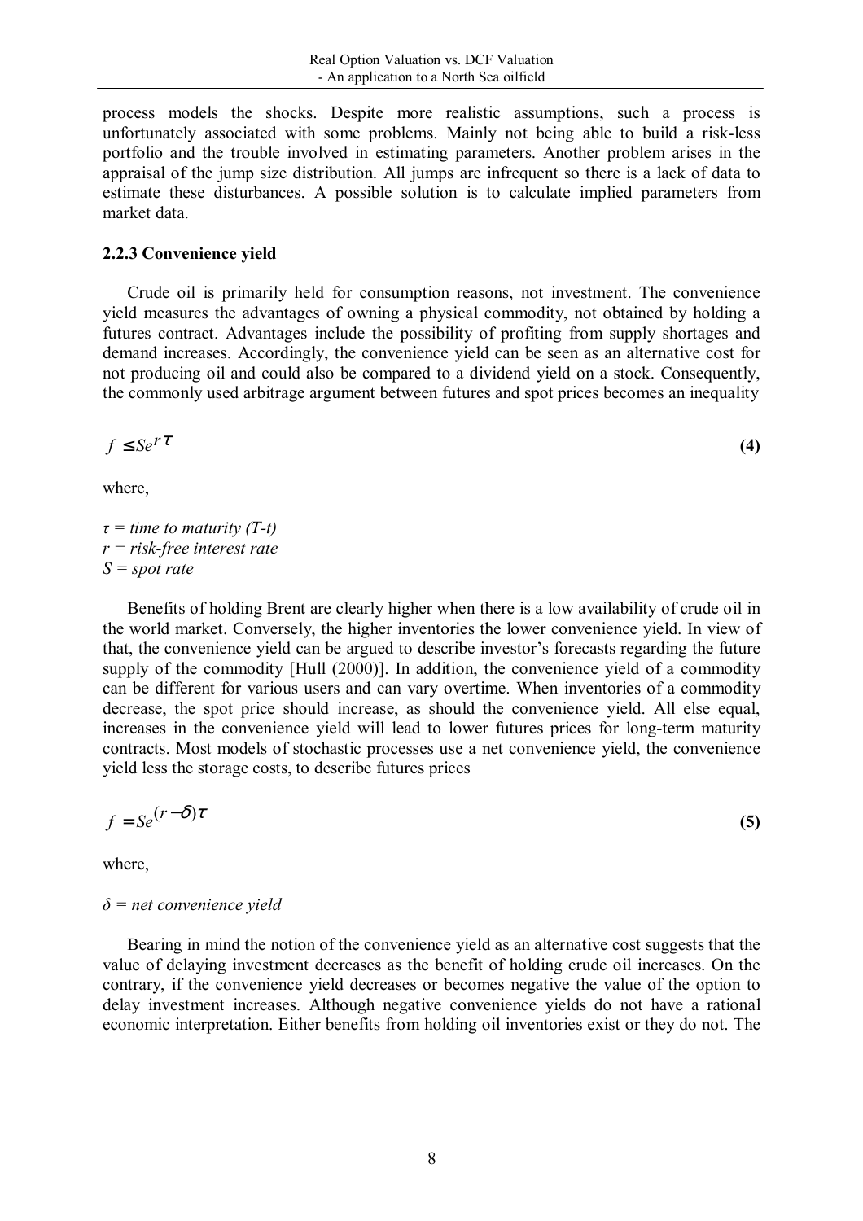process models the shocks. Despite more realistic assumptions, such a process is unfortunately associated with some problems. Mainly not being able to build a risk-less portfolio and the trouble involved in estimating parameters. Another problem arises in the appraisal of the jump size distribution. All jumps are infrequent so there is a lack of data to estimate these disturbances. A possible solution is to calculate implied parameters from market data.

### 2.2.3 Convenience yield

Crude oil is primarily held for consumption reasons, not investment. The convenience yield measures the advantages of owning a physical commodity, not obtained by holding a futures contract. Advantages include the possibility of profiting from supply shortages and demand increases. Accordingly, the convenience yield can be seen as an alternative cost for not producing oil and could also be compared to a dividend yield on a stock. Consequently, the commonly used arbitrage argument between futures and spot prices becomes an inequality

$$f \leq Se^{r\tau} \tag{4}$$

where,

*τ = time to maturity (T-t)*
*r = risk-free interest rate*
*S = spot rate*

Benefits of holding Brent are clearly higher when there is a low availability of crude oil in the world market. Conversely, the higher inventories the lower convenience yield. In view of that, the convenience yield can be argued to describe investor's forecasts regarding the future supply of the commodity [Hull (2000)]. In addition, the convenience yield of a commodity can be different for various users and can vary overtime. When inventories of a commodity decrease, the spot price should increase, as should the convenience yield. All else equal, increases in the convenience yield will lead to lower futures prices for long-term maturity contracts. Most models of stochastic processes use a net convenience yield, the convenience yield less the storage costs, to describe futures prices

$$f = Se^{(r-\delta)\tau} \tag{5}$$

where,

*δ = net convenience yield*

Bearing in mind the notion of the convenience yield as an alternative cost suggests that the value of delaying investment decreases as the benefit of holding crude oil increases. On the contrary, if the convenience yield decreases or becomes negative the value of the option to delay investment increases. Although negative convenience yields do not have a rational economic interpretation. Either benefits from holding oil inventories exist or they do not. The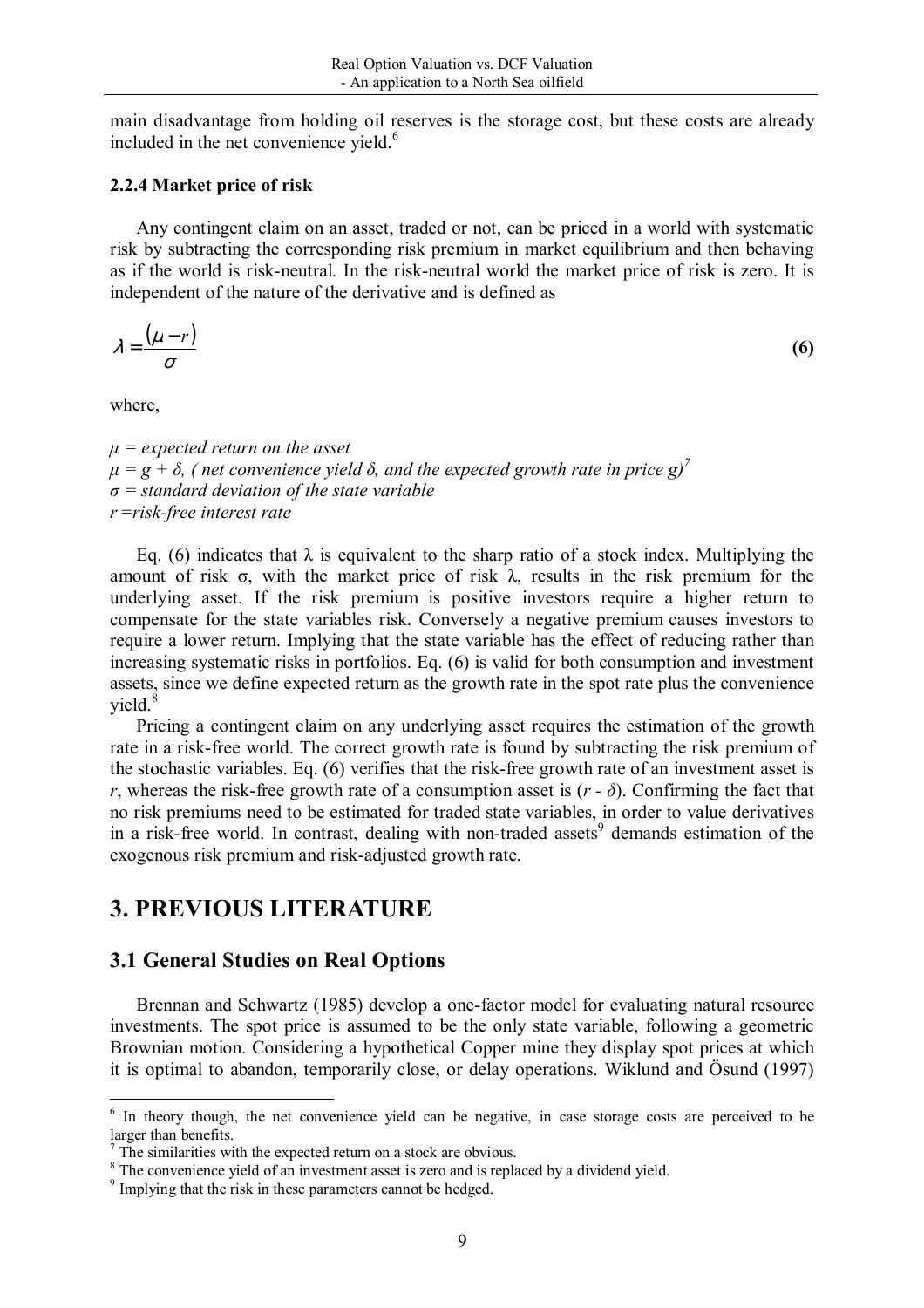main disadvantage from holding oil reserves is the storage cost, but these costs are already included in the net convenience yield.[6]

### 2.2.4 Market price of risk

Any contingent claim on an asset, traded or not, can be priced in a world with systematic risk by subtracting the corresponding risk premium in market equilibrium and then behaving as if the world is risk-neutral. In the risk-neutral world the market price of risk is zero. It is independent of the nature of the derivative and is defined as

$$\lambda = \frac{(\mu - r)}{\sigma} \tag{6}$$

where,

*$\mu$ = expected return on the asset*
*$\mu = g + \delta$, ( net convenience yield $\delta$, and the expected growth rate in price g)*[7]
*$\sigma$ = standard deviation of the state variable*
*r =risk-free interest rate*

Eq. (6) indicates that λ is equivalent to the sharp ratio of a stock index. Multiplying the amount of risk σ, with the market price of risk λ, results in the risk premium for the underlying asset. If the risk premium is positive investors require a higher return to compensate for the state variables risk. Conversely a negative premium causes investors to require a lower return. Implying that the state variable has the effect of reducing rather than increasing systematic risks in portfolios. Eq. (6) is valid for both consumption and investment assets, since we define expected return as the growth rate in the spot rate plus the convenience yield.[8]

Pricing a contingent claim on any underlying asset requires the estimation of the growth rate in a risk-free world. The correct growth rate is found by subtracting the risk premium of the stochastic variables. Eq. (6) verifies that the risk-free growth rate of an investment asset is $r$, whereas the risk-free growth rate of a consumption asset is ($r$ - $\delta$). Confirming the fact that no risk premiums need to be estimated for traded state variables, in order to value derivatives in a risk-free world. In contrast, dealing with non-traded assets[9] demands estimation of the exogenous risk premium and risk-adjusted growth rate.

# 3. PREVIOUS LITERATURE

## 3.1 General Studies on Real Options

Brennan and Schwartz (1985) develop a one-factor model for evaluating natural resource investments. The spot price is assumed to be the only state variable, following a geometric Brownian motion. Considering a hypothetical Copper mine they display spot prices at which it is optimal to abandon, temporarily close, or delay operations. Wiklund and Ösund (1997)

---

[6] In theory though, the net convenience yield can be negative, in case storage costs are perceived to be larger than benefits.

[7] The similarities with the expected return on a stock are obvious.

[8] The convenience yield of an investment asset is zero and is replaced by a dividend yield.

[9] Implying that the risk in these parameters cannot be hedged.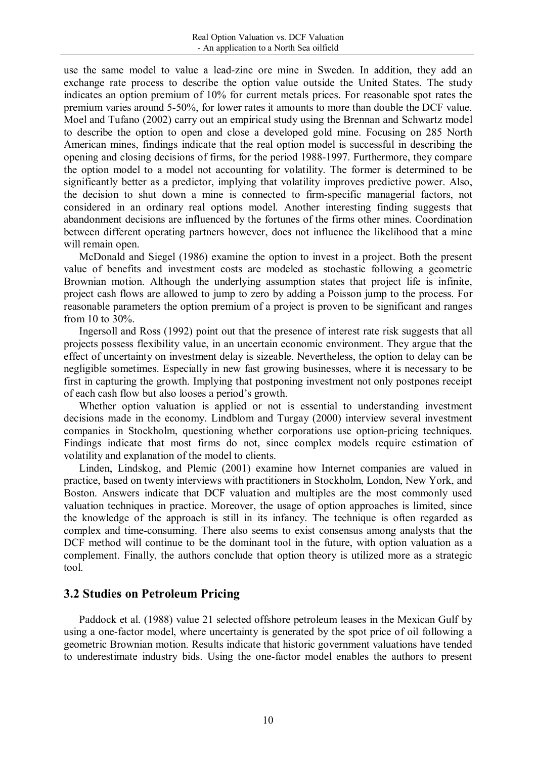use the same model to value a lead-zinc ore mine in Sweden. In addition, they add an exchange rate process to describe the option value outside the United States. The study indicates an option premium of 10% for current metals prices. For reasonable spot rates the premium varies around 5-50%, for lower rates it amounts to more than double the DCF value. Moel and Tufano (2002) carry out an empirical study using the Brennan and Schwartz model to describe the option to open and close a developed gold mine. Focusing on 285 North American mines, findings indicate that the real option model is successful in describing the opening and closing decisions of firms, for the period 1988-1997. Furthermore, they compare the option model to a model not accounting for volatility. The former is determined to be significantly better as a predictor, implying that volatility improves predictive power. Also, the decision to shut down a mine is connected to firm-specific managerial factors, not considered in an ordinary real options model. Another interesting finding suggests that abandonment decisions are influenced by the fortunes of the firms other mines. Coordination between different operating partners however, does not influence the likelihood that a mine will remain open.

McDonald and Siegel (1986) examine the option to invest in a project. Both the present value of benefits and investment costs are modeled as stochastic following a geometric Brownian motion. Although the underlying assumption states that project life is infinite, project cash flows are allowed to jump to zero by adding a Poisson jump to the process. For reasonable parameters the option premium of a project is proven to be significant and ranges from 10 to 30%.

Ingersoll and Ross (1992) point out that the presence of interest rate risk suggests that all projects possess flexibility value, in an uncertain economic environment. They argue that the effect of uncertainty on investment delay is sizeable. Nevertheless, the option to delay can be negligible sometimes. Especially in new fast growing businesses, where it is necessary to be first in capturing the growth. Implying that postponing investment not only postpones receipt of each cash flow but also looses a period's growth.

Whether option valuation is applied or not is essential to understanding investment decisions made in the economy. Lindblom and Turgay (2000) interview several investment companies in Stockholm, questioning whether corporations use option-pricing techniques. Findings indicate that most firms do not, since complex models require estimation of volatility and explanation of the model to clients.

Linden, Lindskog, and Plemic (2001) examine how Internet companies are valued in practice, based on twenty interviews with practitioners in Stockholm, London, New York, and Boston. Answers indicate that DCF valuation and multiples are the most commonly used valuation techniques in practice. Moreover, the usage of option approaches is limited, since the knowledge of the approach is still in its infancy. The technique is often regarded as complex and time-consuming. There also seems to exist consensus among analysts that the DCF method will continue to be the dominant tool in the future, with option valuation as a complement. Finally, the authors conclude that option theory is utilized more as a strategic tool.

## 3.2 Studies on Petroleum Pricing

Paddock et al. (1988) value 21 selected offshore petroleum leases in the Mexican Gulf by using a one-factor model, where uncertainty is generated by the spot price of oil following a geometric Brownian motion. Results indicate that historic government valuations have tended to underestimate industry bids. Using the one-factor model enables the authors to present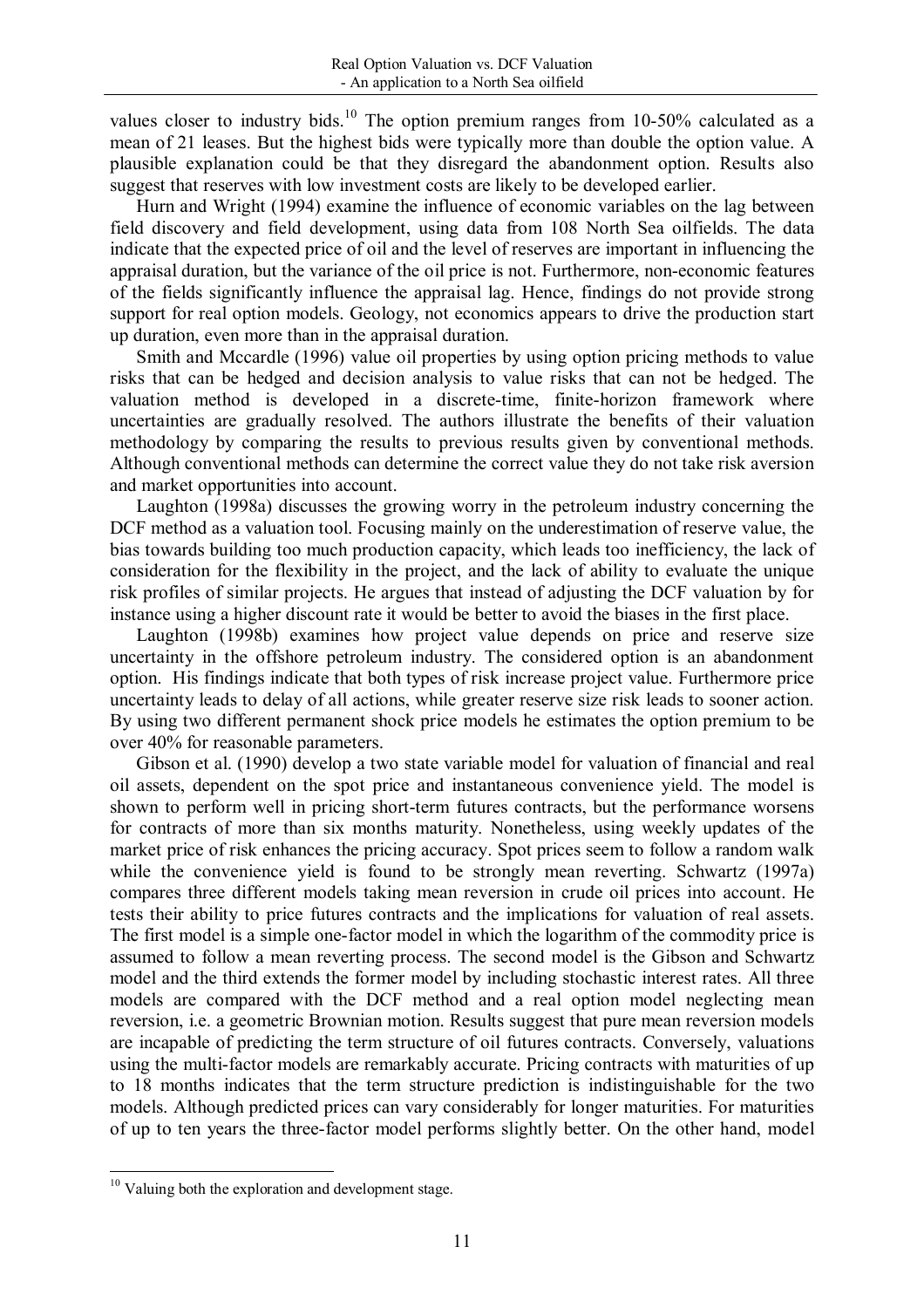values closer to industry bids.[10] The option premium ranges from 10-50% calculated as a mean of 21 leases. But the highest bids were typically more than double the option value. A plausible explanation could be that they disregard the abandonment option. Results also suggest that reserves with low investment costs are likely to be developed earlier.

Hurn and Wright (1994) examine the influence of economic variables on the lag between field discovery and field development, using data from 108 North Sea oilfields. The data indicate that the expected price of oil and the level of reserves are important in influencing the appraisal duration, but the variance of the oil price is not. Furthermore, non-economic features of the fields significantly influence the appraisal lag. Hence, findings do not provide strong support for real option models. Geology, not economics appears to drive the production start up duration, even more than in the appraisal duration.

Smith and Mccardle (1996) value oil properties by using option pricing methods to value risks that can be hedged and decision analysis to value risks that can not be hedged. The valuation method is developed in a discrete-time, finite-horizon framework where uncertainties are gradually resolved. The authors illustrate the benefits of their valuation methodology by comparing the results to previous results given by conventional methods. Although conventional methods can determine the correct value they do not take risk aversion and market opportunities into account.

Laughton (1998a) discusses the growing worry in the petroleum industry concerning the DCF method as a valuation tool. Focusing mainly on the underestimation of reserve value, the bias towards building too much production capacity, which leads too inefficiency, the lack of consideration for the flexibility in the project, and the lack of ability to evaluate the unique risk profiles of similar projects. He argues that instead of adjusting the DCF valuation by for instance using a higher discount rate it would be better to avoid the biases in the first place.

Laughton (1998b) examines how project value depends on price and reserve size uncertainty in the offshore petroleum industry. The considered option is an abandonment option. His findings indicate that both types of risk increase project value. Furthermore price uncertainty leads to delay of all actions, while greater reserve size risk leads to sooner action. By using two different permanent shock price models he estimates the option premium to be over 40% for reasonable parameters.

Gibson et al. (1990) develop a two state variable model for valuation of financial and real oil assets, dependent on the spot price and instantaneous convenience yield. The model is shown to perform well in pricing short-term futures contracts, but the performance worsens for contracts of more than six months maturity. Nonetheless, using weekly updates of the market price of risk enhances the pricing accuracy. Spot prices seem to follow a random walk while the convenience yield is found to be strongly mean reverting. Schwartz (1997a) compares three different models taking mean reversion in crude oil prices into account. He tests their ability to price futures contracts and the implications for valuation of real assets. The first model is a simple one-factor model in which the logarithm of the commodity price is assumed to follow a mean reverting process. The second model is the Gibson and Schwartz model and the third extends the former model by including stochastic interest rates. All three models are compared with the DCF method and a real option model neglecting mean reversion, i.e. a geometric Brownian motion. Results suggest that pure mean reversion models are incapable of predicting the term structure of oil futures contracts. Conversely, valuations using the multi-factor models are remarkably accurate. Pricing contracts with maturities of up to 18 months indicates that the term structure prediction is indistinguishable for the two models. Although predicted prices can vary considerably for longer maturities. For maturities of up to ten years the three-factor model performs slightly better. On the other hand, model

[10] Valuing both the exploration and development stage.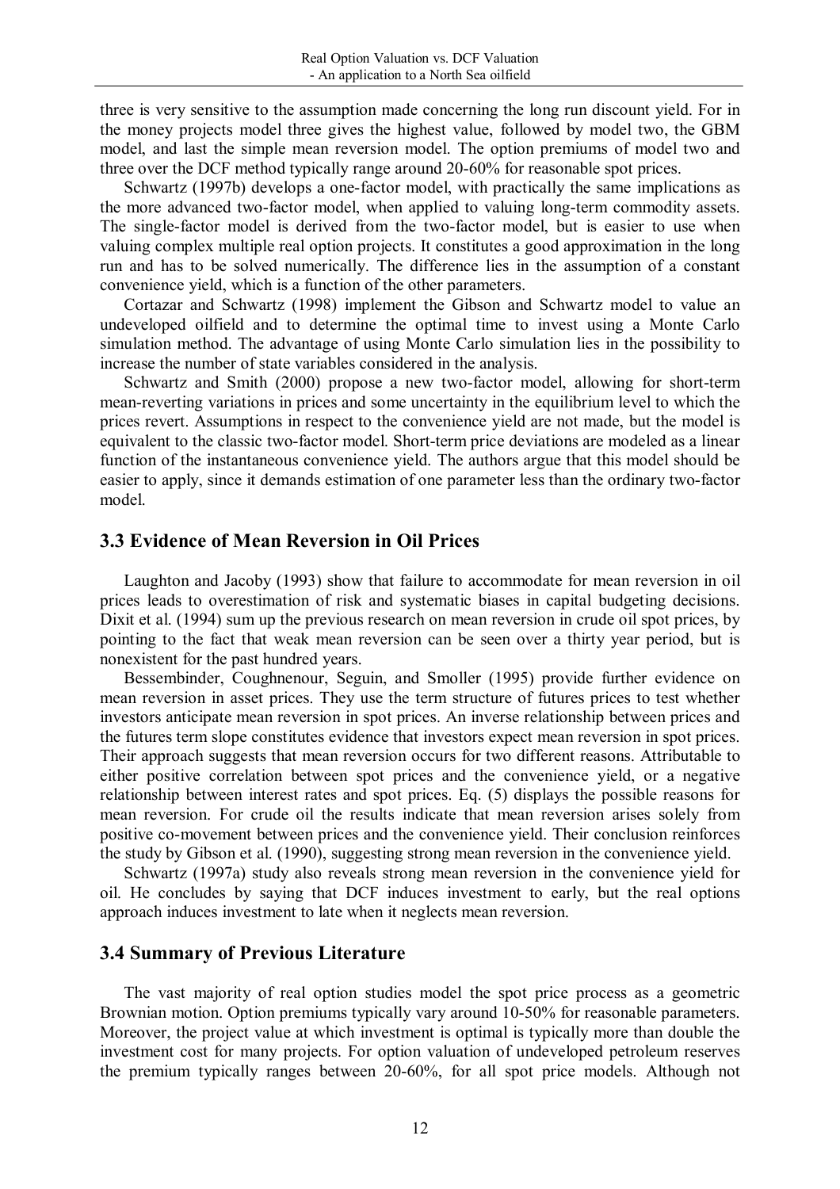three is very sensitive to the assumption made concerning the long run discount yield. For in the money projects model three gives the highest value, followed by model two, the GBM model, and last the simple mean reversion model. The option premiums of model two and three over the DCF method typically range around 20-60% for reasonable spot prices.

Schwartz (1997b) develops a one-factor model, with practically the same implications as the more advanced two-factor model, when applied to valuing long-term commodity assets. The single-factor model is derived from the two-factor model, but is easier to use when valuing complex multiple real option projects. It constitutes a good approximation in the long run and has to be solved numerically. The difference lies in the assumption of a constant convenience yield, which is a function of the other parameters.

Cortazar and Schwartz (1998) implement the Gibson and Schwartz model to value an undeveloped oilfield and to determine the optimal time to invest using a Monte Carlo simulation method. The advantage of using Monte Carlo simulation lies in the possibility to increase the number of state variables considered in the analysis.

Schwartz and Smith (2000) propose a new two-factor model, allowing for short-term mean-reverting variations in prices and some uncertainty in the equilibrium level to which the prices revert. Assumptions in respect to the convenience yield are not made, but the model is equivalent to the classic two-factor model. Short-term price deviations are modeled as a linear function of the instantaneous convenience yield. The authors argue that this model should be easier to apply, since it demands estimation of one parameter less than the ordinary two-factor model.

## 3.3 Evidence of Mean Reversion in Oil Prices

Laughton and Jacoby (1993) show that failure to accommodate for mean reversion in oil prices leads to overestimation of risk and systematic biases in capital budgeting decisions. Dixit et al. (1994) sum up the previous research on mean reversion in crude oil spot prices, by pointing to the fact that weak mean reversion can be seen over a thirty year period, but is nonexistent for the past hundred years.

Bessembinder, Coughnenour, Seguin, and Smoller (1995) provide further evidence on mean reversion in asset prices. They use the term structure of futures prices to test whether investors anticipate mean reversion in spot prices. An inverse relationship between prices and the futures term slope constitutes evidence that investors expect mean reversion in spot prices. Their approach suggests that mean reversion occurs for two different reasons. Attributable to either positive correlation between spot prices and the convenience yield, or a negative relationship between interest rates and spot prices. Eq. (5) displays the possible reasons for mean reversion. For crude oil the results indicate that mean reversion arises solely from positive co-movement between prices and the convenience yield. Their conclusion reinforces the study by Gibson et al. (1990), suggesting strong mean reversion in the convenience yield.

Schwartz (1997a) study also reveals strong mean reversion in the convenience yield for oil. He concludes by saying that DCF induces investment to early, but the real options approach induces investment to late when it neglects mean reversion.

## 3.4 Summary of Previous Literature

The vast majority of real option studies model the spot price process as a geometric Brownian motion. Option premiums typically vary around 10-50% for reasonable parameters. Moreover, the project value at which investment is optimal is typically more than double the investment cost for many projects. For option valuation of undeveloped petroleum reserves the premium typically ranges between 20-60%, for all spot price models. Although not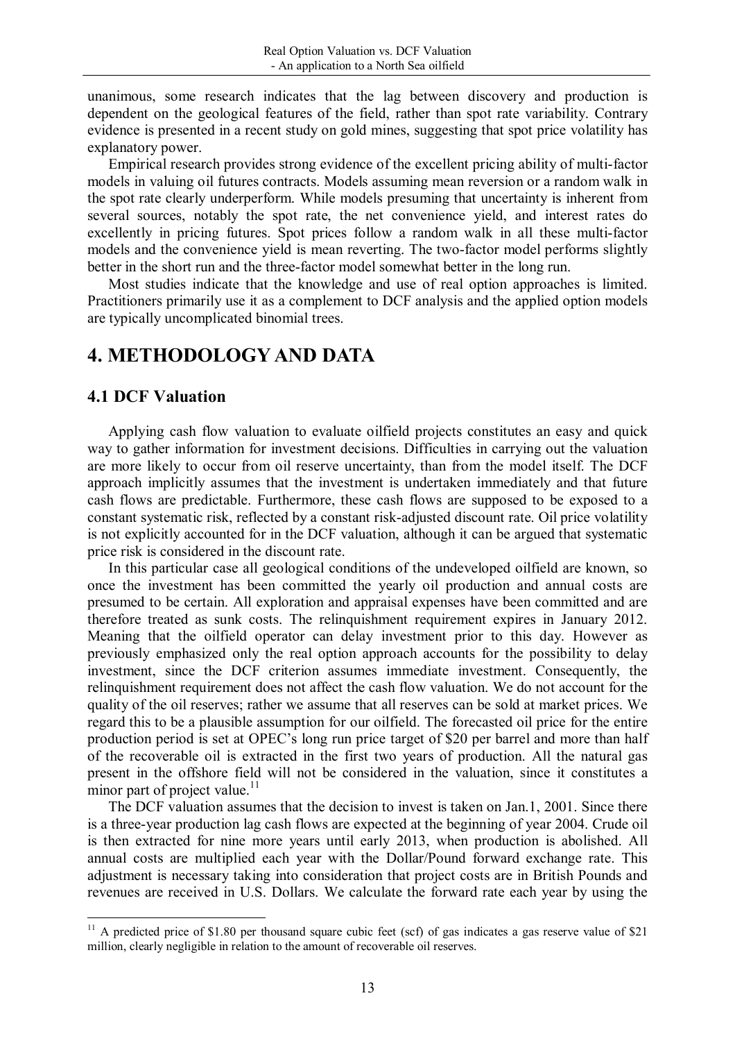unanimous, some research indicates that the lag between discovery and production is dependent on the geological features of the field, rather than spot rate variability. Contrary evidence is presented in a recent study on gold mines, suggesting that spot price volatility has explanatory power.

Empirical research provides strong evidence of the excellent pricing ability of multi-factor models in valuing oil futures contracts. Models assuming mean reversion or a random walk in the spot rate clearly underperform. While models presuming that uncertainty is inherent from several sources, notably the spot rate, the net convenience yield, and interest rates do excellently in pricing futures. Spot prices follow a random walk in all these multi-factor models and the convenience yield is mean reverting. The two-factor model performs slightly better in the short run and the three-factor model somewhat better in the long run.

Most studies indicate that the knowledge and use of real option approaches is limited. Practitioners primarily use it as a complement to DCF analysis and the applied option models are typically uncomplicated binomial trees.

# 4. METHODOLOGY AND DATA

## 4.1 DCF Valuation

Applying cash flow valuation to evaluate oilfield projects constitutes an easy and quick way to gather information for investment decisions. Difficulties in carrying out the valuation are more likely to occur from oil reserve uncertainty, than from the model itself. The DCF approach implicitly assumes that the investment is undertaken immediately and that future cash flows are predictable. Furthermore, these cash flows are supposed to be exposed to a constant systematic risk, reflected by a constant risk-adjusted discount rate. Oil price volatility is not explicitly accounted for in the DCF valuation, although it can be argued that systematic price risk is considered in the discount rate.

In this particular case all geological conditions of the undeveloped oilfield are known, so once the investment has been committed the yearly oil production and annual costs are presumed to be certain. All exploration and appraisal expenses have been committed and are therefore treated as sunk costs. The relinquishment requirement expires in January 2012. Meaning that the oilfield operator can delay investment prior to this day. However as previously emphasized only the real option approach accounts for the possibility to delay investment, since the DCF criterion assumes immediate investment. Consequently, the relinquishment requirement does not affect the cash flow valuation. We do not account for the quality of the oil reserves; rather we assume that all reserves can be sold at market prices. We regard this to be a plausible assumption for our oilfield. The forecasted oil price for the entire production period is set at OPEC's long run price target of $20 per barrel and more than half of the recoverable oil is extracted in the first two years of production. All the natural gas present in the offshore field will not be considered in the valuation, since it constitutes a minor part of project value.[11]

The DCF valuation assumes that the decision to invest is taken on Jan.1, 2001. Since there is a three-year production lag cash flows are expected at the beginning of year 2004. Crude oil is then extracted for nine more years until early 2013, when production is abolished. All annual costs are multiplied each year with the Dollar/Pound forward exchange rate. This adjustment is necessary taking into consideration that project costs are in British Pounds and revenues are received in U.S. Dollars. We calculate the forward rate each year by using the

[11] A predicted price of $1.80 per thousand square cubic feet (scf) of gas indicates a gas reserve value of $21 million, clearly negligible in relation to the amount of recoverable oil reserves.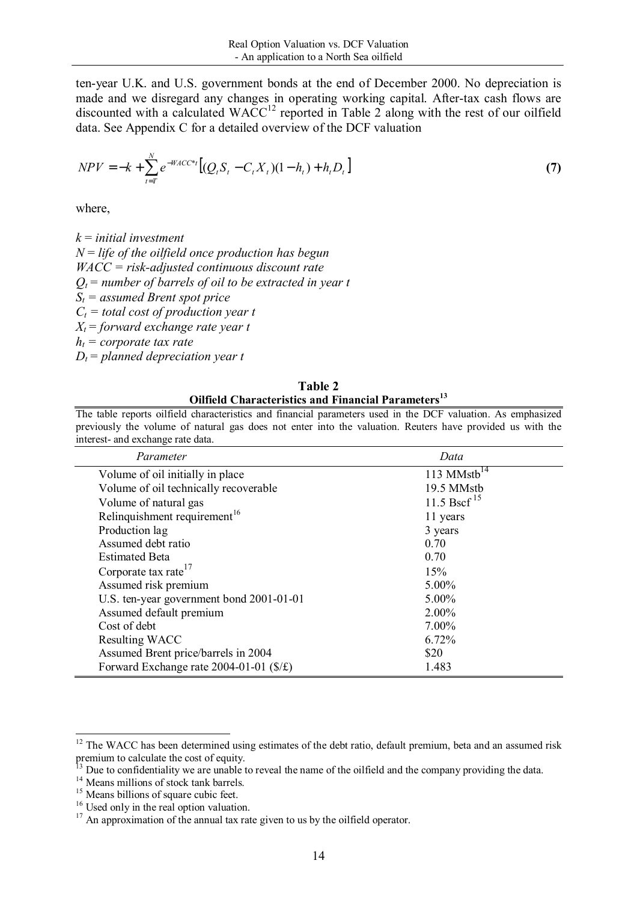ten-year U.K. and U.S. government bonds at the end of December 2000. No depreciation is made and we disregard any changes in operating working capital. After-tax cash flows are discounted with a calculated WACC[12] reported in Table 2 along with the rest of our oilfield data. See Appendix C for a detailed overview of the DCF valuation

$$NPV = -k + \sum_{t=T}^{N} e^{-WACC*t} \left[ (Q_t S_t - C_t X_t)(1 - h_t) + h_t D_t \right] \tag{7}$$

where,

*k = initial investment*
*N = life of the oilfield once production has begun*
*WACC = risk-adjusted continuous discount rate*
*$Q_t$ = number of barrels of oil to be extracted in year t*
*$S_t$ = assumed Brent spot price*
*$C_t$ = total cost of production year t*
*$X_t$ = forward exchange rate year t*
*$h_t$ = corporate tax rate*
*$D_t$ = planned depreciation year t*

**Table 2**
**Oilfield Characteristics and Financial Parameters[13]**

The table reports oilfield characteristics and financial parameters used in the DCF valuation. As emphasized previously the volume of natural gas does not enter into the valuation. Reuters have provided us with the interest- and exchange rate data.

| *Parameter* | *Data* |
|---|---|
| Volume of oil initially in place | 113 MMstb[14] |
| Volume of oil technically recoverable | 19.5 MMstb |
| Volume of natural gas | 11.5 Bscf [15] |
| Relinquishment requirement[16] | 11 years |
| Production lag | 3 years |
| Assumed debt ratio | 0.70 |
| Estimated Beta | 0.70 |
| Corporate tax rate[17] | 15% |
| Assumed risk premium | 5.00% |
| U.S. ten-year government bond 2001-01-01 | 5.00% |
| Assumed default premium | 2.00% |
| Cost of debt | 7.00% |
| Resulting WACC | 6.72% |
| Assumed Brent price/barrels in 2004 | $20 |
| Forward Exchange rate 2004-01-01 ($/£) | 1.483 |

[12] The WACC has been determined using estimates of the debt ratio, default premium, beta and an assumed risk premium to calculate the cost of equity.
[13] Due to confidentiality we are unable to reveal the name of the oilfield and the company providing the data.
[14] Means millions of stock tank barrels.
[15] Means billions of square cubic feet.
[16] Used only in the real option valuation.
[17] An approximation of the annual tax rate given to us by the oilfield operator.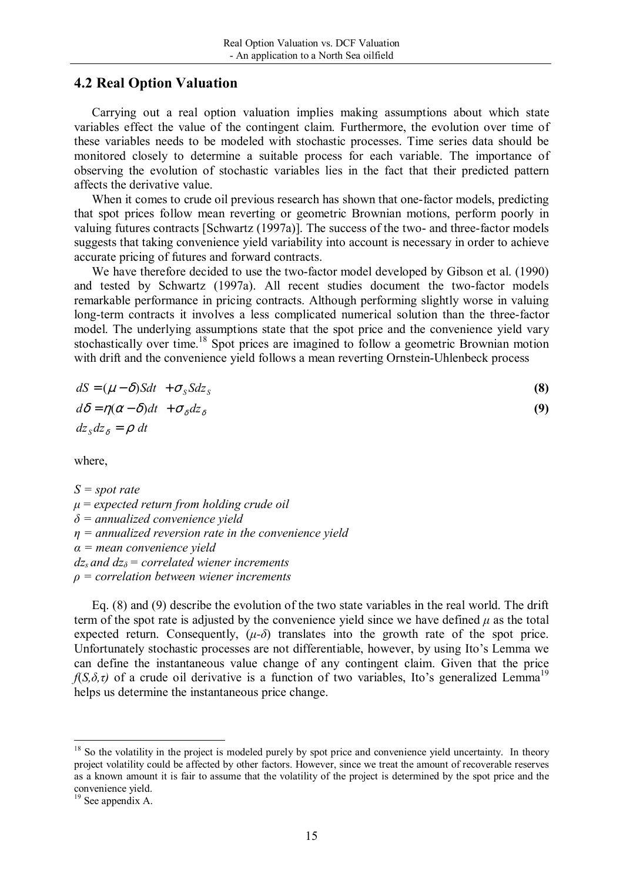## 4.2 Real Option Valuation

Carrying out a real option valuation implies making assumptions about which state variables effect the value of the contingent claim. Furthermore, the evolution over time of these variables needs to be modeled with stochastic processes. Time series data should be monitored closely to determine a suitable process for each variable. The importance of observing the evolution of stochastic variables lies in the fact that their predicted pattern affects the derivative value.

When it comes to crude oil previous research has shown that one-factor models, predicting that spot prices follow mean reverting or geometric Brownian motions, perform poorly in valuing futures contracts [Schwartz (1997a)]. The success of the two- and three-factor models suggests that taking convenience yield variability into account is necessary in order to achieve accurate pricing of futures and forward contracts.

We have therefore decided to use the two-factor model developed by Gibson et al. (1990) and tested by Schwartz (1997a). All recent studies document the two-factor models remarkable performance in pricing contracts. Although performing slightly worse in valuing long-term contracts it involves a less complicated numerical solution than the three-factor model. The underlying assumptions state that the spot price and the convenience yield vary stochastically over time.[18] Spot prices are imagined to follow a geometric Brownian motion with drift and the convenience yield follows a mean reverting Ornstein-Uhlenbeck process

$$dS = (\mu - \delta)Sdt + \sigma_S S dz_S \quad \textbf{(8)}$$

$$d\delta = \eta(\alpha - \delta)dt + \sigma_\delta dz_\delta \quad \textbf{(9)}$$

$$dz_S dz_\delta = \rho\, dt$$

where,

*S = spot rate*
*$\mu$ = expected return from holding crude oil*
*$\delta$ = annualized convenience yield*
*$\eta$ = annualized reversion rate in the convenience yield*
*$\alpha$ = mean convenience yield*
*$dz_s$ and $dz_\delta$ = correlated wiener increments*
*$\rho$ = correlation between wiener increments*

Eq. (8) and (9) describe the evolution of the two state variables in the real world. The drift term of the spot rate is adjusted by the convenience yield since we have defined $\mu$ as the total expected return. Consequently, ($\mu$-$\delta$) translates into the growth rate of the spot price. Unfortunately stochastic processes are not differentiable, however, by using Ito's Lemma we can define the instantaneous value change of any contingent claim. Given that the price $f(S,\delta,\tau)$ of a crude oil derivative is a function of two variables, Ito's generalized Lemma[19] helps us determine the instantaneous price change.

---

[18] So the volatility in the project is modeled purely by spot price and convenience yield uncertainty. In theory project volatility could be affected by other factors. However, since we treat the amount of recoverable reserves as a known amount it is fair to assume that the volatility of the project is determined by the spot price and the convenience yield.

[19] See appendix A.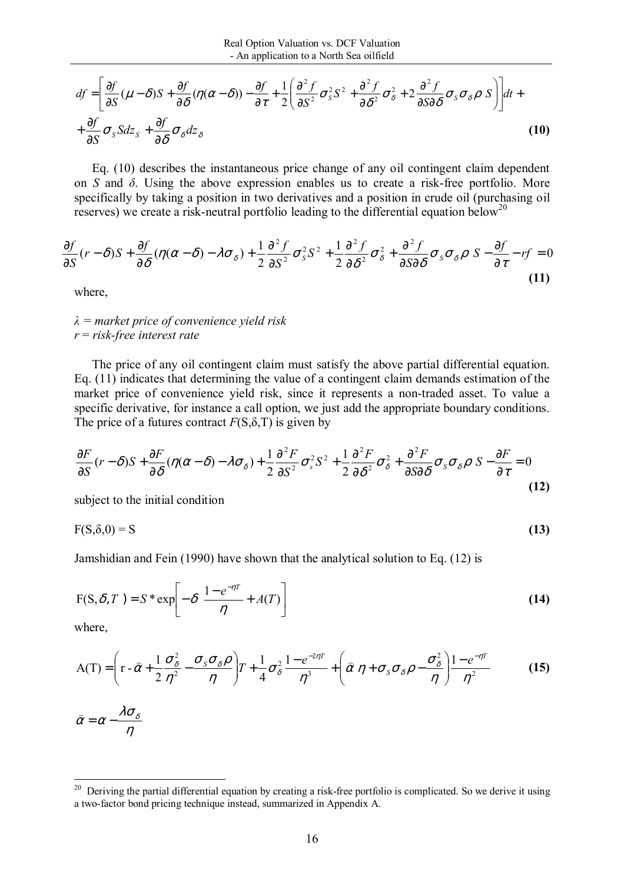$$df = \left[ \frac{\partial f}{\partial S}(\mu - \delta)S + \frac{\partial f}{\partial \delta}(\eta(\alpha - \delta)) - \frac{\partial f}{\partial \tau} + \frac{1}{2}\left( \frac{\partial^2 f}{\partial S^2}\sigma_S^2 S^2 + \frac{\partial^2 f}{\partial \delta^2}\sigma_\delta^2 + 2\frac{\partial^2 f}{\partial S \partial \delta}\sigma_S \sigma_\delta \rho\, S \right) \right] dt + \\ + \frac{\partial f}{\partial S}\sigma_S S dz_S + \frac{\partial f}{\partial \delta}\sigma_\delta dz_\delta \quad \textbf{(10)}$$

Eq. (10) describes the instantaneous price change of any oil contingent claim dependent on $S$ and $\delta$. Using the above expression enables us to create a risk-free portfolio. More specifically by taking a position in two derivatives and a position in crude oil (purchasing oil reserves) we create a risk-neutral portfolio leading to the differential equation below[20]

$$\frac{\partial f}{\partial S}(r - \delta)S + \frac{\partial f}{\partial \delta}(\eta(\alpha - \delta) - \lambda\sigma_\delta) + \frac{1}{2}\frac{\partial^2 f}{\partial S^2}\sigma_S^2 S^2 + \frac{1}{2}\frac{\partial^2 f}{\partial \delta^2}\sigma_\delta^2 + \frac{\partial^2 f}{\partial S \partial \delta}\sigma_S \sigma_\delta \rho\, S - \frac{\partial f}{\partial \tau} - rf = 0 \quad \textbf{(11)}$$

where,

*$\lambda$ = market price of convenience yield risk*
*$r$ = risk-free interest rate*

The price of any oil contingent claim must satisfy the above partial differential equation. Eq. (11) indicates that determining the value of a contingent claim demands estimation of the market price of convenience yield risk, since it represents a non-traded asset. To value a specific derivative, for instance a call option, we just add the appropriate boundary conditions. The price of a futures contract $F(S,\delta,T)$ is given by

$$\frac{\partial F}{\partial S}(r - \delta)S + \frac{\partial F}{\partial \delta}(\eta(\alpha - \delta) - \lambda\sigma_\delta) + \frac{1}{2}\frac{\partial^2 F}{\partial S^2}\sigma_s^2 S^2 + \frac{1}{2}\frac{\partial^2 F}{\partial \delta^2}\sigma_\delta^2 + \frac{\partial^2 F}{\partial S \partial \delta}\sigma_S \sigma_\delta \rho\, S - \frac{\partial F}{\partial \tau} = 0 \quad \textbf{(12)}$$

subject to the initial condition

$$F(S,\delta,0) = S \quad \textbf{(13)}$$

Jamshidian and Fein (1990) have shown that the analytical solution to Eq. (12) is

$$F(S,\delta,T) = S * \exp\left[ -\delta\, \frac{1 - e^{-\eta T}}{\eta} + A(T) \right] \quad \textbf{(14)}$$

where,

$$A(T) = \left( r - \hat{\alpha} + \frac{1}{2}\frac{\sigma_\delta^2}{\eta^2} - \frac{\sigma_S \sigma_\delta \rho}{\eta} \right) T + \frac{1}{4}\sigma_\delta^2 \frac{1 - e^{-2\eta T}}{\eta^3} + \left( \hat{\alpha}\,\eta + \sigma_S \sigma_\delta \rho - \frac{\sigma_\delta^2}{\eta} \right) \frac{1 - e^{-\eta T}}{\eta^2} \quad \textbf{(15)}$$

$$\hat{\alpha} = \alpha - \frac{\lambda \sigma_\delta}{\eta}$$

[20] Deriving the partial differential equation by creating a risk-free portfolio is complicated. So we derive it using a two-factor bond pricing technique instead, summarized in Appendix A.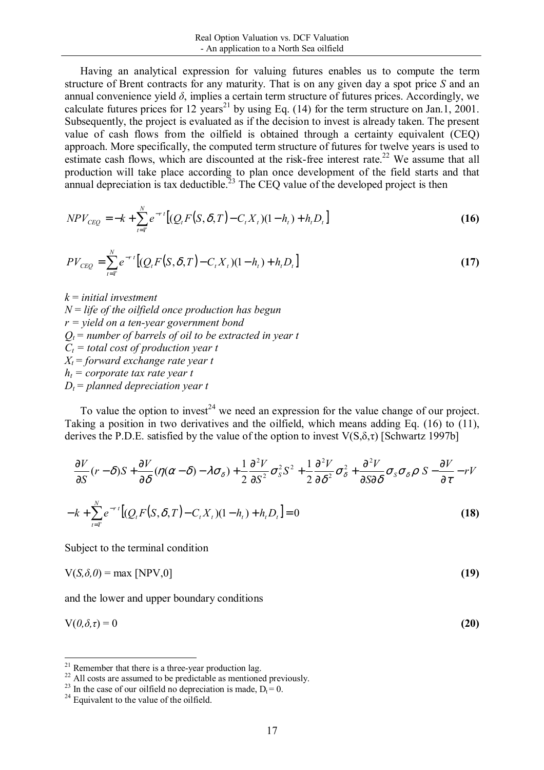Having an analytical expression for valuing futures enables us to compute the term structure of Brent contracts for any maturity. That is on any given day a spot price $S$ and an annual convenience yield $\delta$, implies a certain term structure of futures prices. Accordingly, we calculate futures prices for 12 years[21] by using Eq. (14) for the term structure on Jan.1, 2001. Subsequently, the project is evaluated as if the decision to invest is already taken. The present value of cash flows from the oilfield is obtained through a certainty equivalent (CEQ) approach. More specifically, the computed term structure of futures for twelve years is used to estimate cash flows, which are discounted at the risk-free interest rate.[22] We assume that all production will take place according to plan once development of the field starts and that annual depreciation is tax deductible.[23] The CEQ value of the developed project is then

$$NPV_{CEQ} = -k + \sum_{t=T}^{N} e^{-rt}\left[(Q_t F(S,\delta,T) - C_t X_t)(1-h_t) + h_t D_t\right] \tag{16}$$

$$PV_{CEQ} = \sum_{t=T}^{N} e^{-rt}\left[(Q_t F(S,\delta,T) - C_t X_t)(1-h_t) + h_t D_t\right] \tag{17}$$

*$k$ = initial investment*
*$N$ = life of the oilfield once production has begun*
*$r$ = yield on a ten-year government bond*
*$Q_t$ = number of barrels of oil to be extracted in year t*
*$C_t$ = total cost of production year t*
*$X_t$ = forward exchange rate year t*
*$h_t$ = corporate tax rate year t*
*$D_t$ = planned depreciation year t*

To value the option to invest[24] we need an expression for the value change of our project. Taking a position in two derivatives and the oilfield, which means adding Eq. (16) to (11), derives the P.D.E. satisfied by the value of the option to invest V(S,δ,τ) [Schwartz 1997b]

$$\frac{\partial V}{\partial S}(r-\delta)S + \frac{\partial V}{\partial \delta}(\eta(\alpha-\delta) - \lambda\sigma_\delta) + \frac{1}{2}\frac{\partial^2 V}{\partial S^2}\sigma_S^2 S^2 + \frac{1}{2}\frac{\partial^2 V}{\partial \delta^2}\sigma_\delta^2 + \frac{\partial^2 V}{\partial S \partial \delta}\sigma_S \sigma_\delta \rho\, S - \frac{\partial V}{\partial \tau} - rV$$

$$-k + \sum_{t=T}^{N} e^{-rt}\left[(Q_t F(S,\delta,T) - C_t X_t)(1-h_t) + h_t D_t\right] = 0 \tag{18}$$

Subject to the terminal condition

$$V(S,\delta,0) = \max\,[NPV,0] \tag{19}$$

and the lower and upper boundary conditions

$$V(0,\delta,\tau) = 0 \tag{20}$$

[21] Remember that there is a three-year production lag.
[22] All costs are assumed to be predictable as mentioned previously.
[23] In the case of our oilfield no depreciation is made, $D_t = 0$.
[24] Equivalent to the value of the oilfield.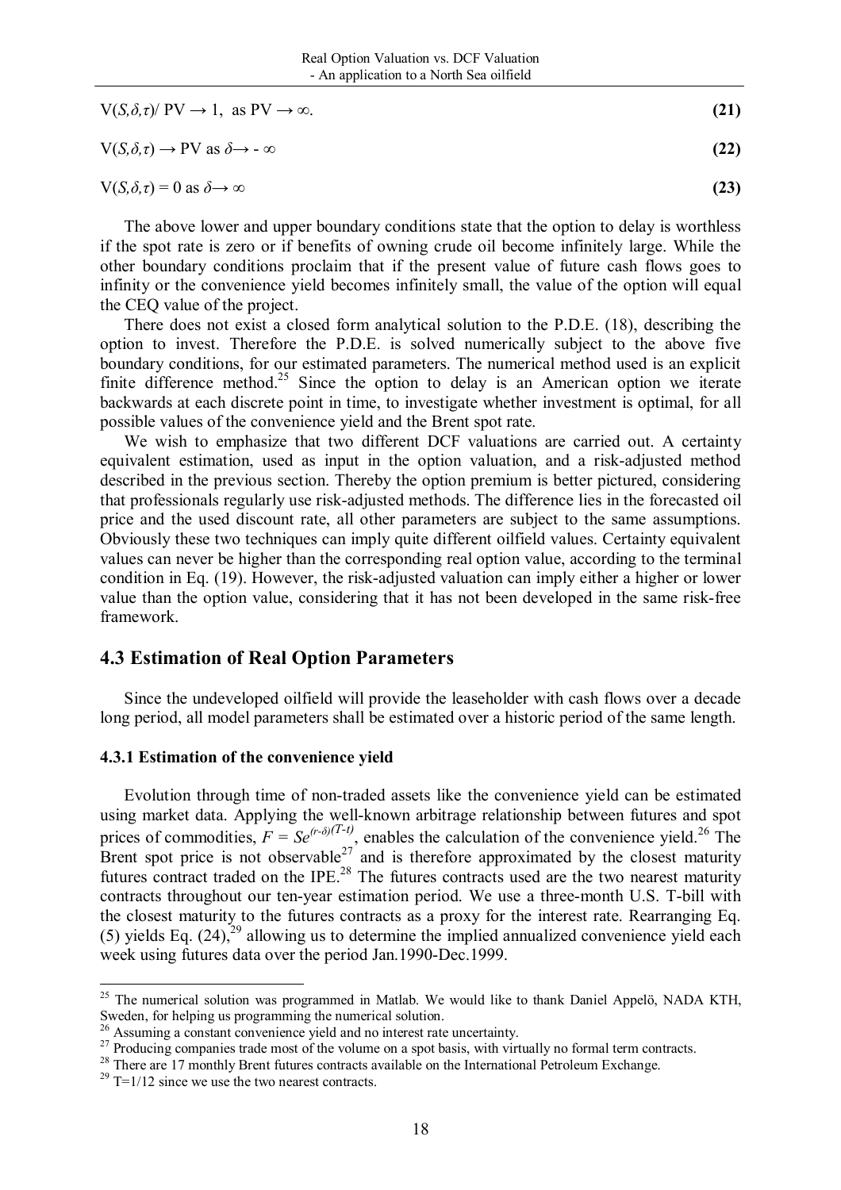$$V(S,\delta,\tau)/\ PV \rightarrow 1, \text{ as } PV \rightarrow \infty. \quad \textbf{(21)}$$

$$V(S,\delta,\tau) \rightarrow PV \text{ as } \delta \rightarrow -\infty \quad \textbf{(22)}$$

$$V(S,\delta,\tau) = 0 \text{ as } \delta \rightarrow \infty \quad \textbf{(23)}$$

The above lower and upper boundary conditions state that the option to delay is worthless if the spot rate is zero or if benefits of owning crude oil become infinitely large. While the other boundary conditions proclaim that if the present value of future cash flows goes to infinity or the convenience yield becomes infinitely small, the value of the option will equal the CEQ value of the project.

There does not exist a closed form analytical solution to the P.D.E. (18), describing the option to invest. Therefore the P.D.E. is solved numerically subject to the above five boundary conditions, for our estimated parameters. The numerical method used is an explicit finite difference method.[25] Since the option to delay is an American option we iterate backwards at each discrete point in time, to investigate whether investment is optimal, for all possible values of the convenience yield and the Brent spot rate.

We wish to emphasize that two different DCF valuations are carried out. A certainty equivalent estimation, used as input in the option valuation, and a risk-adjusted method described in the previous section. Thereby the option premium is better pictured, considering that professionals regularly use risk-adjusted methods. The difference lies in the forecasted oil price and the used discount rate, all other parameters are subject to the same assumptions. Obviously these two techniques can imply quite different oilfield values. Certainty equivalent values can never be higher than the corresponding real option value, according to the terminal condition in Eq. (19). However, the risk-adjusted valuation can imply either a higher or lower value than the option value, considering that it has not been developed in the same risk-free framework.

## 4.3 Estimation of Real Option Parameters

Since the undeveloped oilfield will provide the leaseholder with cash flows over a decade long period, all model parameters shall be estimated over a historic period of the same length.

### 4.3.1 Estimation of the convenience yield

Evolution through time of non-traded assets like the convenience yield can be estimated using market data. Applying the well-known arbitrage relationship between futures and spot prices of commodities, $F = Se^{(r-\delta)(T-t)}$, enables the calculation of the convenience yield.[26] The Brent spot price is not observable[27] and is therefore approximated by the closest maturity futures contract traded on the IPE.[28] The futures contracts used are the two nearest maturity contracts throughout our ten-year estimation period. We use a three-month U.S. T-bill with the closest maturity to the futures contracts as a proxy for the interest rate. Rearranging Eq. (5) yields Eq. (24),[29] allowing us to determine the implied annualized convenience yield each week using futures data over the period Jan.1990-Dec.1999.

---

[25] The numerical solution was programmed in Matlab. We would like to thank Daniel Appelö, NADA KTH, Sweden, for helping us programming the numerical solution.

[26] Assuming a constant convenience yield and no interest rate uncertainty.

[27] Producing companies trade most of the volume on a spot basis, with virtually no formal term contracts.

[28] There are 17 monthly Brent futures contracts available on the International Petroleum Exchange.

[29] $T=1/12$ since we use the two nearest contracts.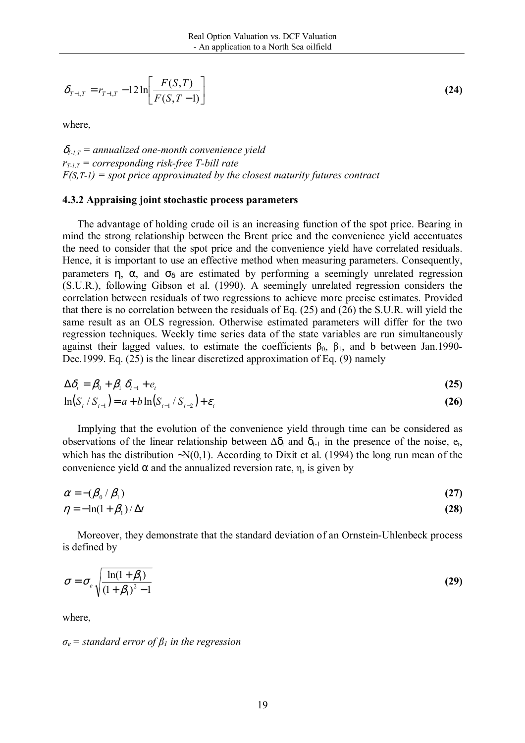$$\delta_{T-1,T} = r_{T-1,T} - 12\ln\left[\frac{F(S,T)}{F(S,T-1)}\right] \tag{24}$$

where,

$\delta_{T-1,T}$ *= annualized one-month convenience yield*
$r_{T-1,T}$ *= corresponding risk-free T-bill rate*
*F(S,T-1) = spot price approximated by the closest maturity futures contract*

### 4.3.2 Appraising joint stochastic process parameters

The advantage of holding crude oil is an increasing function of the spot price. Bearing in mind the strong relationship between the Brent price and the convenience yield accentuates the need to consider that the spot price and the convenience yield have correlated residuals. Hence, it is important to use an effective method when measuring parameters. Consequently, parameters $\eta$, $\alpha$, and $\sigma_\delta$ are estimated by performing a seemingly unrelated regression (S.U.R.), following Gibson et al. (1990). A seemingly unrelated regression considers the correlation between residuals of two regressions to achieve more precise estimates. Provided that there is no correlation between the residuals of Eq. (25) and (26) the S.U.R. will yield the same result as an OLS regression. Otherwise estimated parameters will differ for the two regression techniques. Weekly time series data of the state variables are run simultaneously against their lagged values, to estimate the coefficients $\beta_0$, $\beta_1$, and b between Jan.1990-Dec.1999. Eq. (25) is the linear discretized approximation of Eq. (9) namely

$$\Delta\delta_t = \beta_0 + \beta_1\,\delta_{t-1} + e_t \tag{25}$$

$$\ln(S_t / S_{t-1}) = a + b\ln(S_{t-1} / S_{t-2}) + \varepsilon_t \tag{26}$$

Implying that the evolution of the convenience yield through time can be considered as observations of the linear relationship between $\Delta\delta_t$ and $\delta_{t-1}$ in the presence of the noise, $e_t$, which has the distribution $\sim N(0,1)$. According to Dixit et al. (1994) the long run mean of the convenience yield $\alpha$ and the annualized reversion rate, $\eta$, is given by

$$\alpha = -(\beta_0 / \beta_1) \tag{27}$$

$$\eta = -\ln(1 + \beta_1) / \Delta t \tag{28}$$

Moreover, they demonstrate that the standard deviation of an Ornstein-Uhlenbeck process is defined by

$$\sigma = \sigma_e \sqrt{\frac{\ln(1+\beta_1)}{(1+\beta_1)^2 - 1}} \tag{29}$$

where,

$\sigma_e$ *= standard error of* $\beta_1$ *in the regression*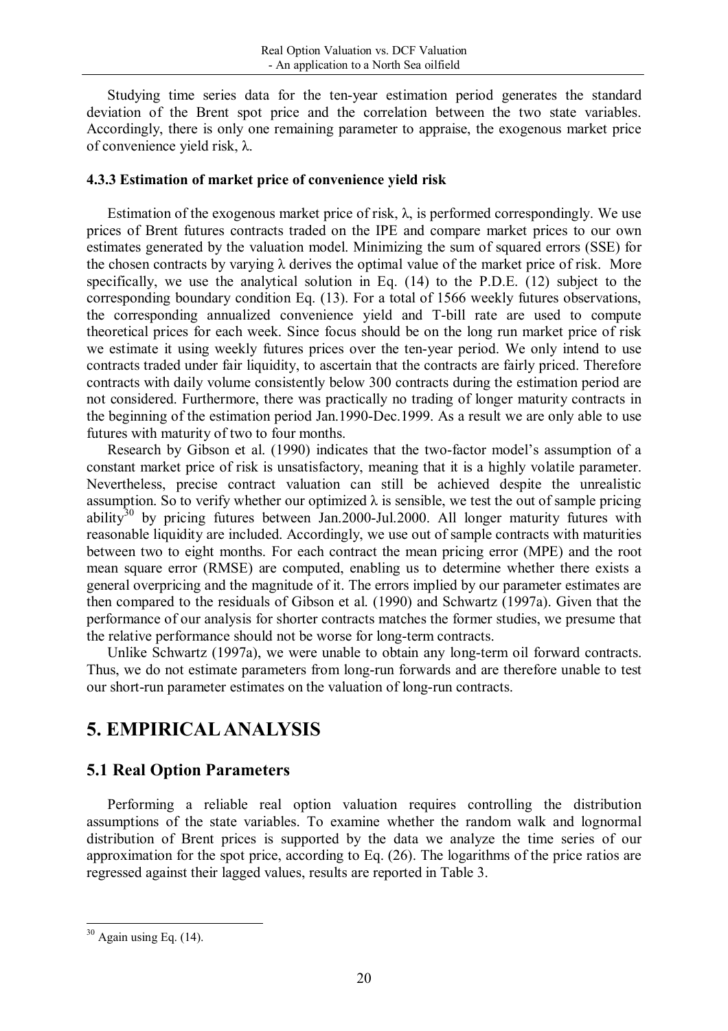Studying time series data for the ten-year estimation period generates the standard deviation of the Brent spot price and the correlation between the two state variables. Accordingly, there is only one remaining parameter to appraise, the exogenous market price of convenience yield risk, $\lambda$.

### 4.3.3 Estimation of market price of convenience yield risk

Estimation of the exogenous market price of risk, $\lambda$, is performed correspondingly. We use prices of Brent futures contracts traded on the IPE and compare market prices to our own estimates generated by the valuation model. Minimizing the sum of squared errors (SSE) for the chosen contracts by varying $\lambda$ derives the optimal value of the market price of risk. More specifically, we use the analytical solution in Eq. (14) to the P.D.E. (12) subject to the corresponding boundary condition Eq. (13). For a total of 1566 weekly futures observations, the corresponding annualized convenience yield and T-bill rate are used to compute theoretical prices for each week. Since focus should be on the long run market price of risk we estimate it using weekly futures prices over the ten-year period. We only intend to use contracts traded under fair liquidity, to ascertain that the contracts are fairly priced. Therefore contracts with daily volume consistently below 300 contracts during the estimation period are not considered. Furthermore, there was practically no trading of longer maturity contracts in the beginning of the estimation period Jan.1990-Dec.1999. As a result we are only able to use futures with maturity of two to four months.

Research by Gibson et al. (1990) indicates that the two-factor model's assumption of a constant market price of risk is unsatisfactory, meaning that it is a highly volatile parameter. Nevertheless, precise contract valuation can still be achieved despite the unrealistic assumption. So to verify whether our optimized $\lambda$ is sensible, we test the out of sample pricing ability[30] by pricing futures between Jan.2000-Jul.2000. All longer maturity futures with reasonable liquidity are included. Accordingly, we use out of sample contracts with maturities between two to eight months. For each contract the mean pricing error (MPE) and the root mean square error (RMSE) are computed, enabling us to determine whether there exists a general overpricing and the magnitude of it. The errors implied by our parameter estimates are then compared to the residuals of Gibson et al. (1990) and Schwartz (1997a). Given that the performance of our analysis for shorter contracts matches the former studies, we presume that the relative performance should not be worse for long-term contracts.

Unlike Schwartz (1997a), we were unable to obtain any long-term oil forward contracts. Thus, we do not estimate parameters from long-run forwards and are therefore unable to test our short-run parameter estimates on the valuation of long-run contracts.

# 5. EMPIRICAL ANALYSIS

## 5.1 Real Option Parameters

Performing a reliable real option valuation requires controlling the distribution assumptions of the state variables. To examine whether the random walk and lognormal distribution of Brent prices is supported by the data we analyze the time series of our approximation for the spot price, according to Eq. (26). The logarithms of the price ratios are regressed against their lagged values, results are reported in Table 3.

[30] Again using Eq. (14).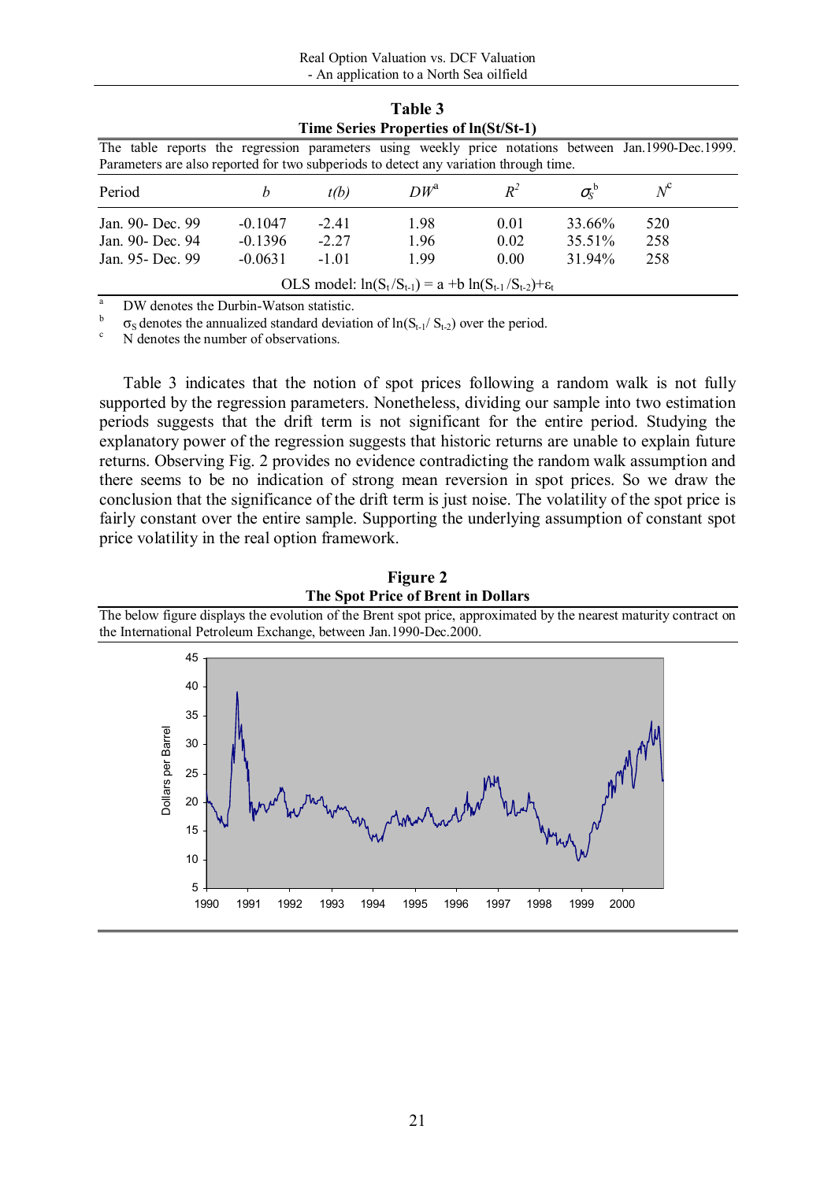**Table 3**
**Time Series Properties of ln(St/St-1)**

The table reports the regression parameters using weekly price notations between Jan.1990-Dec.1999. Parameters are also reported for two subperiods to detect any variation through time.

| Period | $b$ | $t(b)$ | $DW$[a] | $R^2$ | $\sigma_S$[b] | $N$[c] |
|---|---|---|---|---|---|---|
| Jan. 90- Dec. 99 | -0.1047 | -2.41 | 1.98 | 0.01 | 33.66% | 520 |
| Jan. 90- Dec. 94 | -0.1396 | -2.27 | 1.96 | 0.02 | 35.51% | 258 |
| Jan. 95- Dec. 99 | -0.0631 | -1.01 | 1.99 | 0.00 | 31.94% | 258 |

OLS model: $\ln(S_t/S_{t-1}) = a + b\ln(S_{t-1}/S_{t-2}) + \varepsilon_t$

[a] DW denotes the Durbin-Watson statistic.
[b] $\sigma_S$ denotes the annualized standard deviation of $\ln(S_{t-1}/S_{t-2})$ over the period.
[c] N denotes the number of observations.

Table 3 indicates that the notion of spot prices following a random walk is not fully supported by the regression parameters. Nonetheless, dividing our sample into two estimation periods suggests that the drift term is not significant for the entire period. Studying the explanatory power of the regression suggests that historic returns are unable to explain future returns. Observing Fig. 2 provides no evidence contradicting the random walk assumption and there seems to be no indication of strong mean reversion in spot prices. So we draw the conclusion that the significance of the drift term is just noise. The volatility of the spot price is fairly constant over the entire sample. Supporting the underlying assumption of constant spot price volatility in the real option framework.

**Figure 2**
**The Spot Price of Brent in Dollars**

The below figure displays the evolution of the Brent spot price, approximated by the nearest maturity contract on the International Petroleum Exchange, between Jan.1990-Dec.2000.

Dollars per Barrel
45
40
35
30
25
20
15
10
5
1990 1991 1992 1993 1994 1995 1996 1997 1998 1999 2000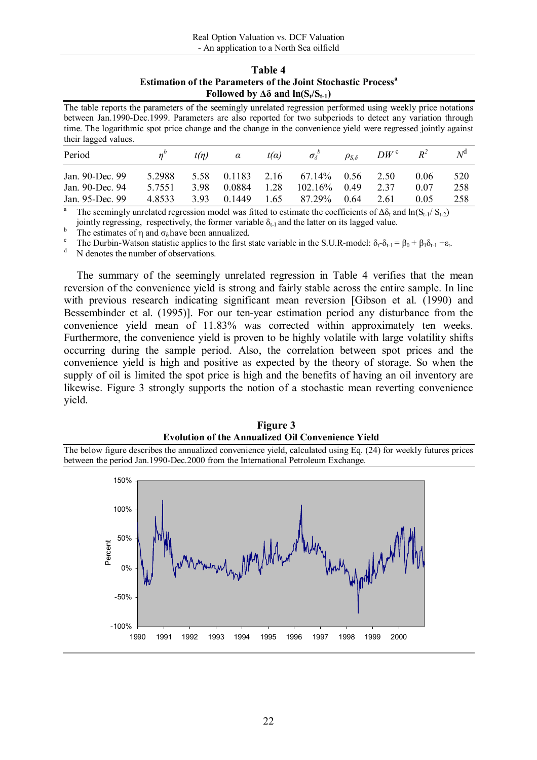**Table 4**
**Estimation of the Parameters of the Joint Stochastic Process[a] Followed by $\Delta\delta$ and $\ln(S_t/S_{t-1})$**

The table reports the parameters of the seemingly unrelated regression performed using weekly price notations between Jan.1990-Dec.1999. Parameters are also reported for two subperiods to detect any variation through time. The logarithmic spot price change and the change in the convenience yield were regressed jointly against their lagged values.

| Period | $\eta^b$ | $t(\eta)$ | $\alpha$ | $t(\alpha)$ | $\sigma_\delta^{\ b}$ | $\rho_{S,\delta}$ | $DW^c$ | $R^2$ | $N^d$ |
|---|---|---|---|---|---|---|---|---|---|
| Jan. 90-Dec. 99 | 5.2988 | 5.58 | 0.1183 | 2.16 | 67.14% | 0.56 | 2.50 | 0.06 | 520 |
| Jan. 90-Dec. 94 | 5.7551 | 3.98 | 0.0884 | 1.28 | 102.16% | 0.49 | 2.37 | 0.07 | 258 |
| Jan. 95-Dec. 99 | 4.8533 | 3.93 | 0.1449 | 1.65 | 87.29% | 0.64 | 2.61 | 0.05 | 258 |

[a] The seemingly unrelated regression model was fitted to estimate the coefficients of $\Delta\delta_t$ and $\ln(S_{t-1}/S_{t-2})$ jointly regressing, respectively, the former variable $\delta_{t-1}$ and the latter on its lagged value.
[b] The estimates of $\eta$ and $\sigma_\delta$ have been annualized.
[c] The Durbin-Watson statistic applies to the first state variable in the S.U.R-model: $\delta_t - \delta_{t-1} = \beta_0 + \beta_1\delta_{t-1} + \varepsilon_t$.
[d] N denotes the number of observations.

The summary of the seemingly unrelated regression in Table 4 verifies that the mean reversion of the convenience yield is strong and fairly stable across the entire sample. In line with previous research indicating significant mean reversion [Gibson et al. (1990) and Bessembinder et al. (1995)]. For our ten-year estimation period any disturbance from the convenience yield mean of 11.83% was corrected within approximately ten weeks. Furthermore, the convenience yield is proven to be highly volatile with large volatility shifts occurring during the sample period. Also, the correlation between spot prices and the convenience yield is high and positive as expected by the theory of storage. So when the supply of oil is limited the spot price is high and the benefits of having an oil inventory are likewise. Figure 3 strongly supports the notion of a stochastic mean reverting convenience yield.

**Figure 3**
**Evolution of the Annualized Oil Convenience Yield**

The below figure describes the annualized convenience yield, calculated using Eq. (24) for weekly futures prices between the period Jan.1990-Dec.2000 from the International Petroleum Exchange.

Percent
150%
100%
50%
0%
-50%
-100%
1990 1991 1992 1993 1994 1995 1996 1997 1998 1999 2000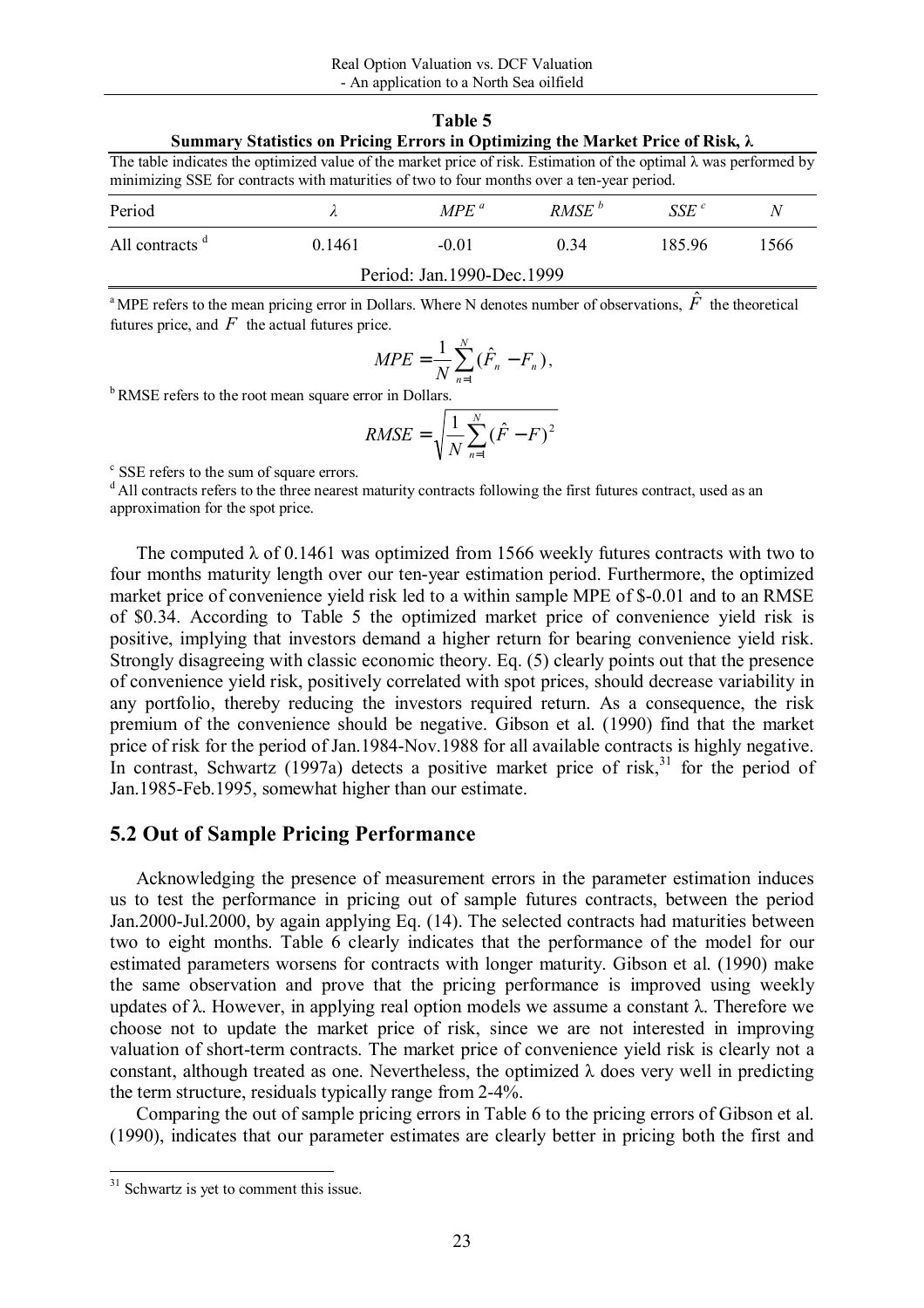**Table 5**

**Summary Statistics on Pricing Errors in Optimizing the Market Price of Risk, λ**

The table indicates the optimized value of the market price of risk. Estimation of the optimal λ was performed by minimizing SSE for contracts with maturities of two to four months over a ten-year period.

| Period | $\lambda$ | $MPE$ [a] | $RMSE$ [b] | $SSE$ [c] | $N$ |
|---|---|---|---|---|---|
| All contracts [d] | 0.1461 | -0.01 | 0.34 | 185.96 | 1566 |
| | | Period: Jan.1990-Dec.1999 | | | |

[a] MPE refers to the mean pricing error in Dollars. Where N denotes number of observations, $\hat{F}$ the theoretical futures price, and $F$ the actual futures price.

$$MPE = \frac{1}{N}\sum_{n=1}^{N}(\hat{F}_n - F_n),$$

[b] RMSE refers to the root mean square error in Dollars.

$$RMSE = \sqrt{\frac{1}{N}\sum_{n=1}^{N}(\hat{F} - F)^2}$$

[c] SSE refers to the sum of square errors.

[d] All contracts refers to the three nearest maturity contracts following the first futures contract, used as an approximation for the spot price.

The computed λ of 0.1461 was optimized from 1566 weekly futures contracts with two to four months maturity length over our ten-year estimation period. Furthermore, the optimized market price of convenience yield risk led to a within sample MPE of $-0.01 and to an RMSE of $0.34. According to Table 5 the optimized market price of convenience yield risk is positive, implying that investors demand a higher return for bearing convenience yield risk. Strongly disagreeing with classic economic theory. Eq. (5) clearly points out that the presence of convenience yield risk, positively correlated with spot prices, should decrease variability in any portfolio, thereby reducing the investors required return. As a consequence, the risk premium of the convenience should be negative. Gibson et al. (1990) find that the market price of risk for the period of Jan.1984-Nov.1988 for all available contracts is highly negative. In contrast, Schwartz (1997a) detects a positive market price of risk,[31] for the period of Jan.1985-Feb.1995, somewhat higher than our estimate.

## 5.2 Out of Sample Pricing Performance

Acknowledging the presence of measurement errors in the parameter estimation induces us to test the performance in pricing out of sample futures contracts, between the period Jan.2000-Jul.2000, by again applying Eq. (14). The selected contracts had maturities between two to eight months. Table 6 clearly indicates that the performance of the model for our estimated parameters worsens for contracts with longer maturity. Gibson et al. (1990) make the same observation and prove that the pricing performance is improved using weekly updates of λ. However, in applying real option models we assume a constant λ. Therefore we choose not to update the market price of risk, since we are not interested in improving valuation of short-term contracts. The market price of convenience yield risk is clearly not a constant, although treated as one. Nevertheless, the optimized λ does very well in predicting the term structure, residuals typically range from 2-4%.

Comparing the out of sample pricing errors in Table 6 to the pricing errors of Gibson et al. (1990), indicates that our parameter estimates are clearly better in pricing both the first and

[31] Schwartz is yet to comment this issue.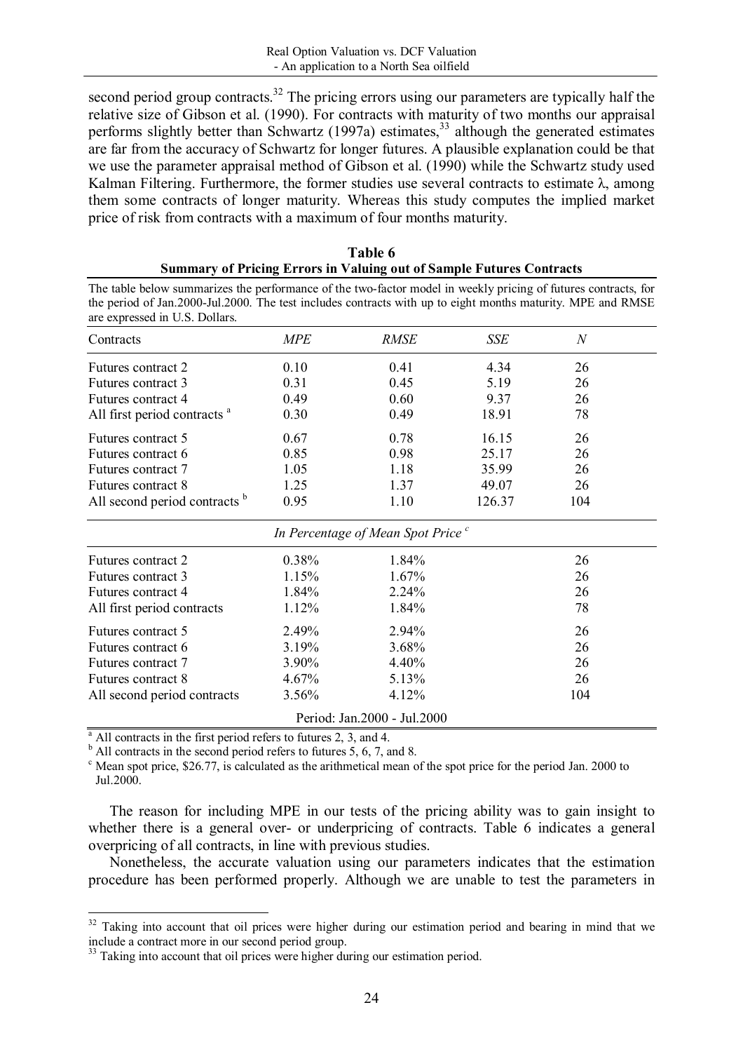second period group contracts.[32] The pricing errors using our parameters are typically half the relative size of Gibson et al. (1990). For contracts with maturity of two months our appraisal performs slightly better than Schwartz (1997a) estimates,[33] although the generated estimates are far from the accuracy of Schwartz for longer futures. A plausible explanation could be that we use the parameter appraisal method of Gibson et al. (1990) while the Schwartz study used Kalman Filtering. Furthermore, the former studies use several contracts to estimate λ, among them some contracts of longer maturity. Whereas this study computes the implied market price of risk from contracts with a maximum of four months maturity.

**Table 6**
**Summary of Pricing Errors in Valuing out of Sample Futures Contracts**

The table below summarizes the performance of the two-factor model in weekly pricing of futures contracts, for the period of Jan.2000-Jul.2000. The test includes contracts with up to eight months maturity. MPE and RMSE are expressed in U.S. Dollars.

| Contracts | *MPE* | *RMSE* | *SSE* | *N* |
|---|---|---|---|---|
| Futures contract 2 | 0.10 | 0.41 | 4.34 | 26 |
| Futures contract 3 | 0.31 | 0.45 | 5.19 | 26 |
| Futures contract 4 | 0.49 | 0.60 | 9.37 | 26 |
| All first period contracts [a] | 0.30 | 0.49 | 18.91 | 78 |
| Futures contract 5 | 0.67 | 0.78 | 16.15 | 26 |
| Futures contract 6 | 0.85 | 0.98 | 25.17 | 26 |
| Futures contract 7 | 1.05 | 1.18 | 35.99 | 26 |
| Futures contract 8 | 1.25 | 1.37 | 49.07 | 26 |
| All second period contracts [b] | 0.95 | 1.10 | 126.37 | 104 |
| | | *In Percentage of Mean Spot Price* [c] | | |
| Futures contract 2 | 0.38% | 1.84% | | 26 |
| Futures contract 3 | 1.15% | 1.67% | | 26 |
| Futures contract 4 | 1.84% | 2.24% | | 26 |
| All first period contracts | 1.12% | 1.84% | | 78 |
| Futures contract 5 | 2.49% | 2.94% | | 26 |
| Futures contract 6 | 3.19% | 3.68% | | 26 |
| Futures contract 7 | 3.90% | 4.40% | | 26 |
| Futures contract 8 | 4.67% | 5.13% | | 26 |
| All second period contracts | 3.56% | 4.12% | | 104 |
| | | Period: Jan.2000 - Jul.2000 | | |

[a] All contracts in the first period refers to futures 2, 3, and 4.
[b] All contracts in the second period refers to futures 5, 6, 7, and 8.
[c] Mean spot price, $26.77, is calculated as the arithmetical mean of the spot price for the period Jan. 2000 to Jul.2000.

The reason for including MPE in our tests of the pricing ability was to gain insight to whether there is a general over- or underpricing of contracts. Table 6 indicates a general overpricing of all contracts, in line with previous studies.

Nonetheless, the accurate valuation using our parameters indicates that the estimation procedure has been performed properly. Although we are unable to test the parameters in

[32] Taking into account that oil prices were higher during our estimation period and bearing in mind that we include a contract more in our second period group.

[33] Taking into account that oil prices were higher during our estimation period.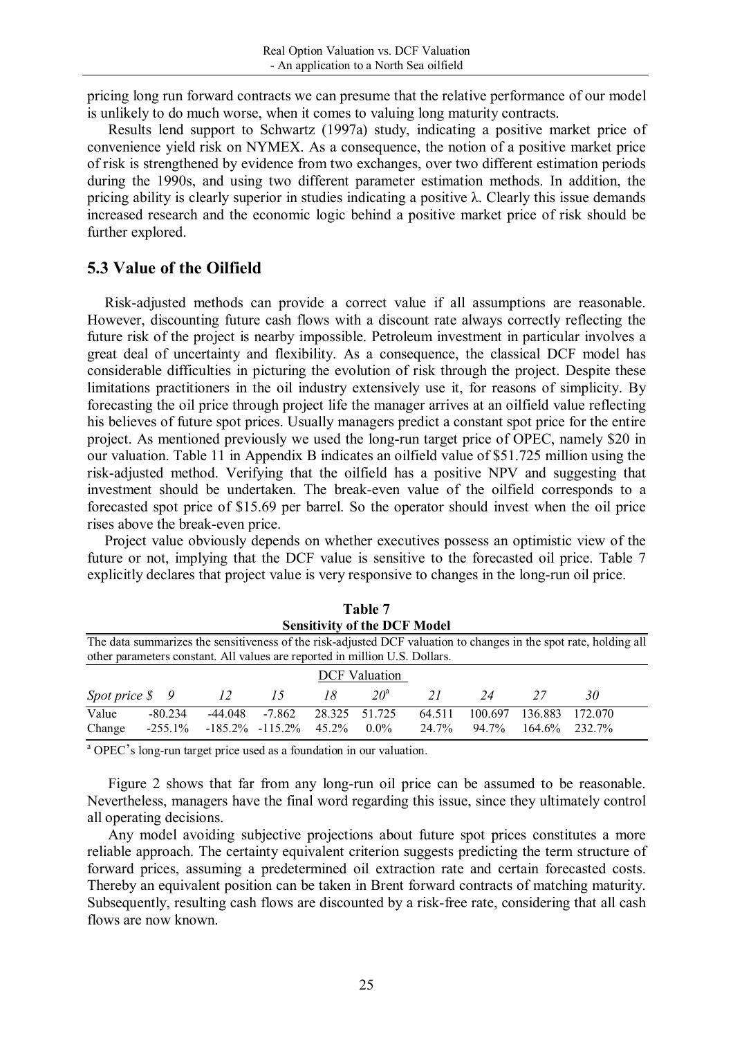pricing long run forward contracts we can presume that the relative performance of our model is unlikely to do much worse, when it comes to valuing long maturity contracts.

Results lend support to Schwartz (1997a) study, indicating a positive market price of convenience yield risk on NYMEX. As a consequence, the notion of a positive market price of risk is strengthened by evidence from two exchanges, over two different estimation periods during the 1990s, and using two different parameter estimation methods. In addition, the pricing ability is clearly superior in studies indicating a positive λ. Clearly this issue demands increased research and the economic logic behind a positive market price of risk should be further explored.

## 5.3 Value of the Oilfield

Risk-adjusted methods can provide a correct value if all assumptions are reasonable. However, discounting future cash flows with a discount rate always correctly reflecting the future risk of the project is nearby impossible. Petroleum investment in particular involves a great deal of uncertainty and flexibility. As a consequence, the classical DCF model has considerable difficulties in picturing the evolution of risk through the project. Despite these limitations practitioners in the oil industry extensively use it, for reasons of simplicity. By forecasting the oil price through project life the manager arrives at an oilfield value reflecting his believes of future spot prices. Usually managers predict a constant spot price for the entire project. As mentioned previously we used the long-run target price of OPEC, namely $20 in our valuation. Table 11 in Appendix B indicates an oilfield value of $51.725 million using the risk-adjusted method. Verifying that the oilfield has a positive NPV and suggesting that investment should be undertaken. The break-even value of the oilfield corresponds to a forecasted spot price of $15.69 per barrel. So the operator should invest when the oil price rises above the break-even price.

Project value obviously depends on whether executives possess an optimistic view of the future or not, implying that the DCF value is sensitive to the forecasted oil price. Table 7 explicitly declares that project value is very responsive to changes in the long-run oil price.

**Table 7**
**Sensitivity of the DCF Model**

The data summarizes the sensitiveness of the risk-adjusted DCF valuation to changes in the spot rate, holding all other parameters constant. All values are reported in million U.S. Dollars.

| | DCF Valuation | | | | | | | | |
|---|---|---|---|---|---|---|---|---|---|
| *Spot price $* | *9* | *12* | *15* | *18* | *20*[a] | *21* | *24* | *27* | *30* |
| Value | -80.234 | -44.048 | -7.862 | 28.325 | 51.725 | 64.511 | 100.697 | 136.883 | 172.070 |
| Change | -255.1% | -185.2% | -115.2% | 45.2% | 0.0% | 24.7% | 94.7% | 164.6% | 232.7% |

[a] OPEC's long-run target price used as a foundation in our valuation.

Figure 2 shows that far from any long-run oil price can be assumed to be reasonable. Nevertheless, managers have the final word regarding this issue, since they ultimately control all operating decisions.

Any model avoiding subjective projections about future spot prices constitutes a more reliable approach. The certainty equivalent criterion suggests predicting the term structure of forward prices, assuming a predetermined oil extraction rate and certain forecasted costs. Thereby an equivalent position can be taken in Brent forward contracts of matching maturity. Subsequently, resulting cash flows are discounted by a risk-free rate, considering that all cash flows are now known.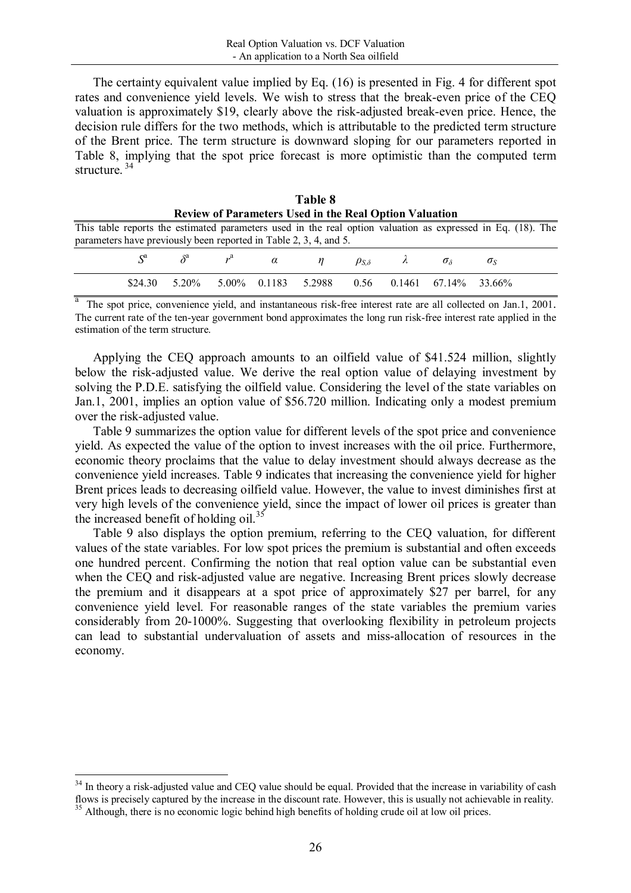The certainty equivalent value implied by Eq. (16) is presented in Fig. 4 for different spot rates and convenience yield levels. We wish to stress that the break-even price of the CEQ valuation is approximately \$19, clearly above the risk-adjusted break-even price. Hence, the decision rule differs for the two methods, which is attributable to the predicted term structure of the Brent price. The term structure is downward sloping for our parameters reported in Table 8, implying that the spot price forecast is more optimistic than the computed term structure.[34]

**Table 8**
**Review of Parameters Used in the Real Option Valuation**

This table reports the estimated parameters used in the real option valuation as expressed in Eq. (18). The parameters have previously been reported in Table 2, 3, 4, and 5.

| $S^{a}$ | $\delta^{a}$ | $r^{a}$ | $\alpha$ | $\eta$ | $\rho_{S,\delta}$ | $\lambda$ | $\sigma_{\delta}$ | $\sigma_{S}$ |
|---|---|---|---|---|---|---|---|---|
| \$24.30 | 5.20% | 5.00% | 0.1183 | 5.2988 | 0.56 | 0.1461 | 67.14% | 33.66% |

[a] The spot price, convenience yield, and instantaneous risk-free interest rate are all collected on Jan.1, 2001. The current rate of the ten-year government bond approximates the long run risk-free interest rate applied in the estimation of the term structure.

Applying the CEQ approach amounts to an oilfield value of \$41.524 million, slightly below the risk-adjusted value. We derive the real option value of delaying investment by solving the P.D.E. satisfying the oilfield value. Considering the level of the state variables on Jan.1, 2001, implies an option value of \$56.720 million. Indicating only a modest premium over the risk-adjusted value.

Table 9 summarizes the option value for different levels of the spot price and convenience yield. As expected the value of the option to invest increases with the oil price. Furthermore, economic theory proclaims that the value to delay investment should always decrease as the convenience yield increases. Table 9 indicates that increasing the convenience yield for higher Brent prices leads to decreasing oilfield value. However, the value to invest diminishes first at very high levels of the convenience yield, since the impact of lower oil prices is greater than the increased benefit of holding oil.[35]

Table 9 also displays the option premium, referring to the CEQ valuation, for different values of the state variables. For low spot prices the premium is substantial and often exceeds one hundred percent. Confirming the notion that real option value can be substantial even when the CEQ and risk-adjusted value are negative. Increasing Brent prices slowly decrease the premium and it disappears at a spot price of approximately \$27 per barrel, for any convenience yield level. For reasonable ranges of the state variables the premium varies considerably from 20-1000%. Suggesting that overlooking flexibility in petroleum projects can lead to substantial undervaluation of assets and miss-allocation of resources in the economy.

[34] In theory a risk-adjusted value and CEQ value should be equal. Provided that the increase in variability of cash flows is precisely captured by the increase in the discount rate. However, this is usually not achievable in reality.

[35] Although, there is no economic logic behind high benefits of holding crude oil at low oil prices.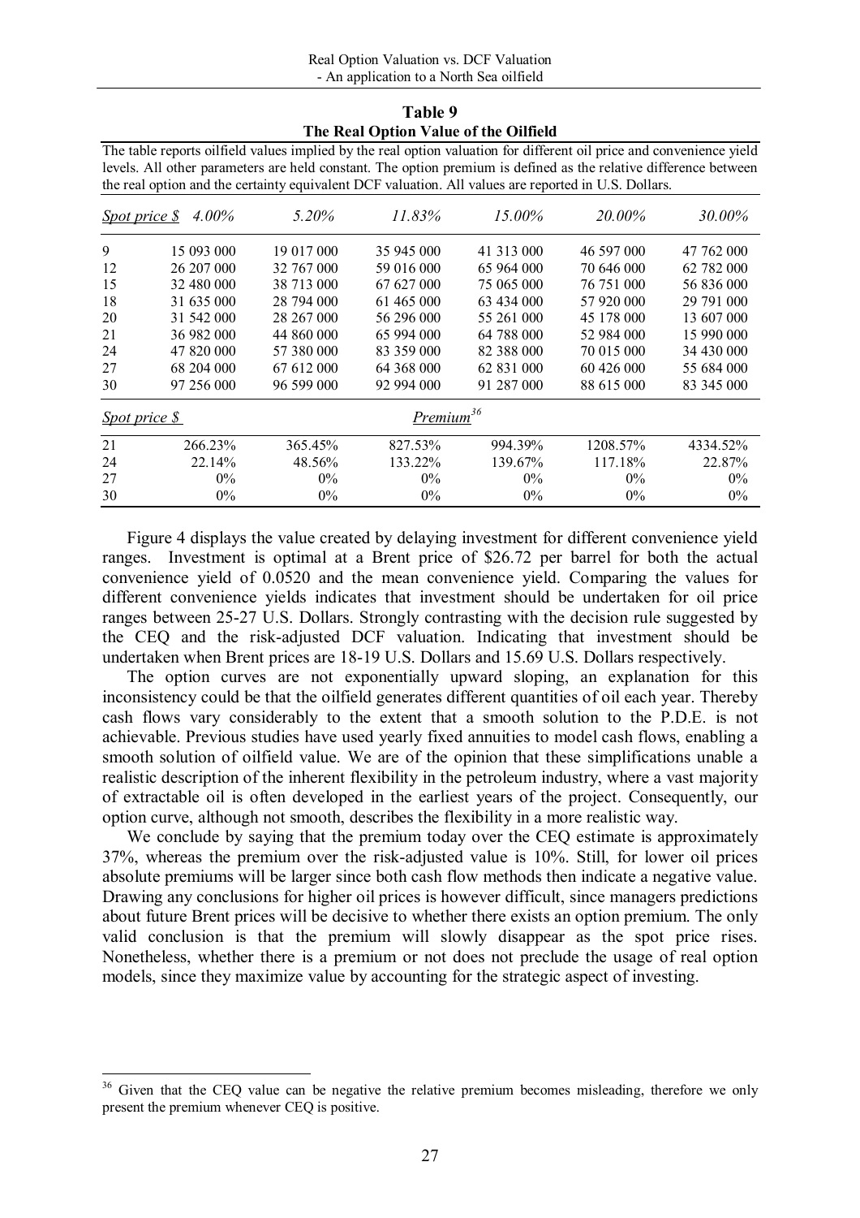**Table 9**
**The Real Option Value of the Oilfield**

The table reports oilfield values implied by the real option valuation for different oil price and convenience yield levels. All other parameters are held constant. The option premium is defined as the relative difference between the real option and the certainty equivalent DCF valuation. All values are reported in U.S. Dollars.

| *Spot price $* | *4.00%* | *5.20%* | *11.83%* | *15.00%* | *20.00%* | *30.00%* |
|---|---|---|---|---|---|---|
| 9 | 15 093 000 | 19 017 000 | 35 945 000 | 41 313 000 | 46 597 000 | 47 762 000 |
| 12 | 26 207 000 | 32 767 000 | 59 016 000 | 65 964 000 | 70 646 000 | 62 782 000 |
| 15 | 32 480 000 | 38 713 000 | 67 627 000 | 75 065 000 | 76 751 000 | 56 836 000 |
| 18 | 31 635 000 | 28 794 000 | 61 465 000 | 63 434 000 | 57 920 000 | 29 791 000 |
| 20 | 31 542 000 | 28 267 000 | 56 296 000 | 55 261 000 | 45 178 000 | 13 607 000 |
| 21 | 36 982 000 | 44 860 000 | 65 994 000 | 64 788 000 | 52 984 000 | 15 990 000 |
| 24 | 47 820 000 | 57 380 000 | 83 359 000 | 82 388 000 | 70 015 000 | 34 430 000 |
| 27 | 68 204 000 | 67 612 000 | 64 368 000 | 62 831 000 | 60 426 000 | 55 684 000 |
| 30 | 97 256 000 | 96 599 000 | 92 994 000 | 91 287 000 | 88 615 000 | 83 345 000 |
| *Spot price $* | | | *Premium*[36] | | | |
| 21 | 266.23% | 365.45% | 827.53% | 994.39% | 1208.57% | 4334.52% |
| 24 | 22.14% | 48.56% | 133.22% | 139.67% | 117.18% | 22.87% |
| 27 | 0% | 0% | 0% | 0% | 0% | 0% |
| 30 | 0% | 0% | 0% | 0% | 0% | 0% |

Figure 4 displays the value created by delaying investment for different convenience yield ranges. Investment is optimal at a Brent price of $26.72 per barrel for both the actual convenience yield of 0.0520 and the mean convenience yield. Comparing the values for different convenience yields indicates that investment should be undertaken for oil price ranges between 25-27 U.S. Dollars. Strongly contrasting with the decision rule suggested by the CEQ and the risk-adjusted DCF valuation. Indicating that investment should be undertaken when Brent prices are 18-19 U.S. Dollars and 15.69 U.S. Dollars respectively.

The option curves are not exponentially upward sloping, an explanation for this inconsistency could be that the oilfield generates different quantities of oil each year. Thereby cash flows vary considerably to the extent that a smooth solution to the P.D.E. is not achievable. Previous studies have used yearly fixed annuities to model cash flows, enabling a smooth solution of oilfield value. We are of the opinion that these simplifications unable a realistic description of the inherent flexibility in the petroleum industry, where a vast majority of extractable oil is often developed in the earliest years of the project. Consequently, our option curve, although not smooth, describes the flexibility in a more realistic way.

We conclude by saying that the premium today over the CEQ estimate is approximately 37%, whereas the premium over the risk-adjusted value is 10%. Still, for lower oil prices absolute premiums will be larger since both cash flow methods then indicate a negative value. Drawing any conclusions for higher oil prices is however difficult, since managers predictions about future Brent prices will be decisive to whether there exists an option premium. The only valid conclusion is that the premium will slowly disappear as the spot price rises. Nonetheless, whether there is a premium or not does not preclude the usage of real option models, since they maximize value by accounting for the strategic aspect of investing.

[36] Given that the CEQ value can be negative the relative premium becomes misleading, therefore we only present the premium whenever CEQ is positive.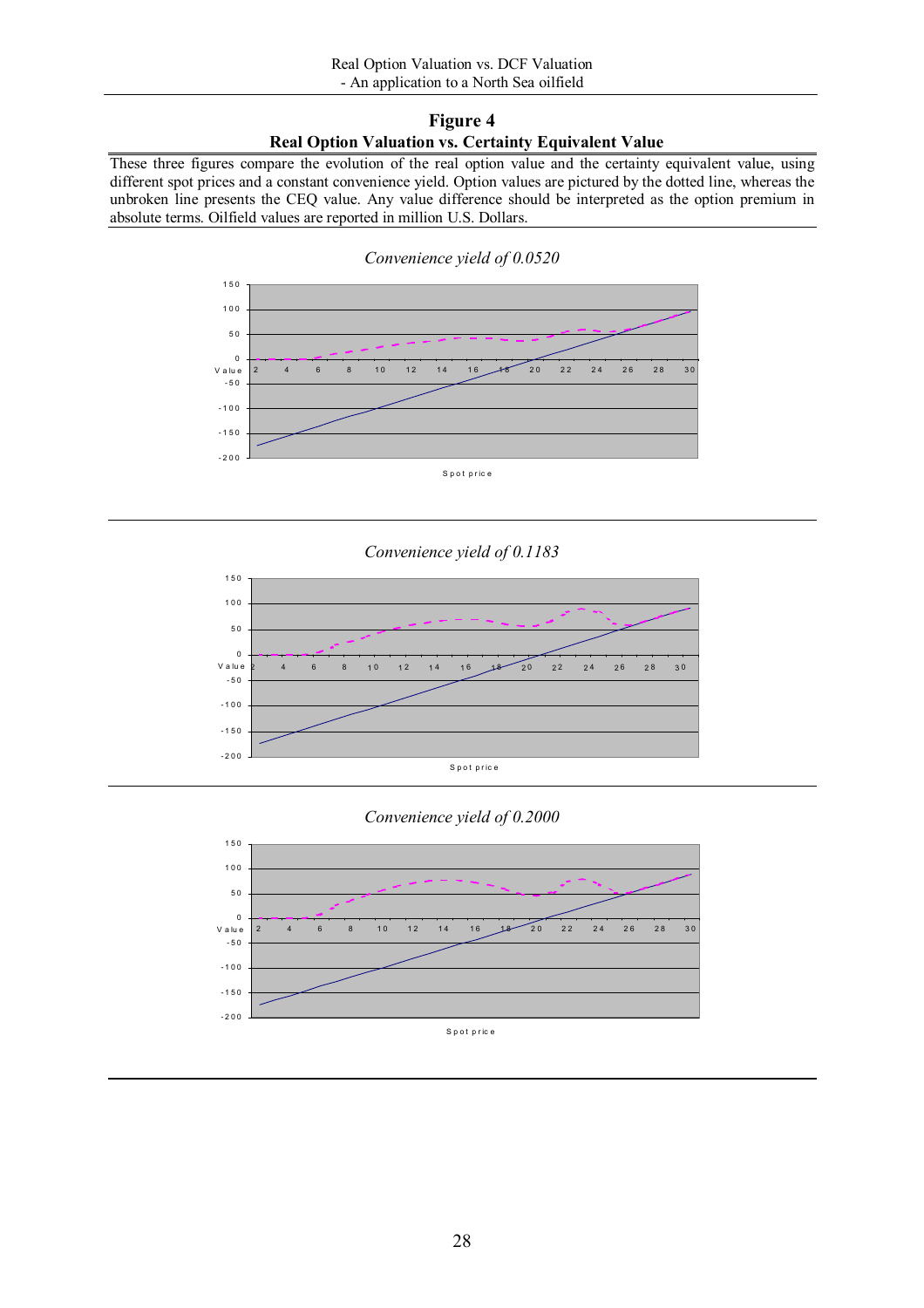## Figure 4

### Real Option Valuation vs. Certainty Equivalent Value

These three figures compare the evolution of the real option value and the certainty equivalent value, using different spot prices and a constant convenience yield. Option values are pictured by the dotted line, whereas the unbroken line presents the CEQ value. Any value difference should be interpreted as the option premium in absolute terms. Oilfield values are reported in million U.S. Dollars.

*Convenience yield of 0.0520*

150
100
50
0
Value
-50
-100
-150
-200
2 4 6 8 10 12 14 16 18 20 22 24 26 28 30
Spot price

*Convenience yield of 0.1183*

150
100
50
0
Value
-50
-100
-150
-200
2 4 6 8 10 12 14 16 18 20 22 24 26 28 30
Spot price

*Convenience yield of 0.2000*

150
100
50
0
Value
-50
-100
-150
-200
2 4 6 8 10 12 14 16 18 20 22 24 26 28 30
Spot price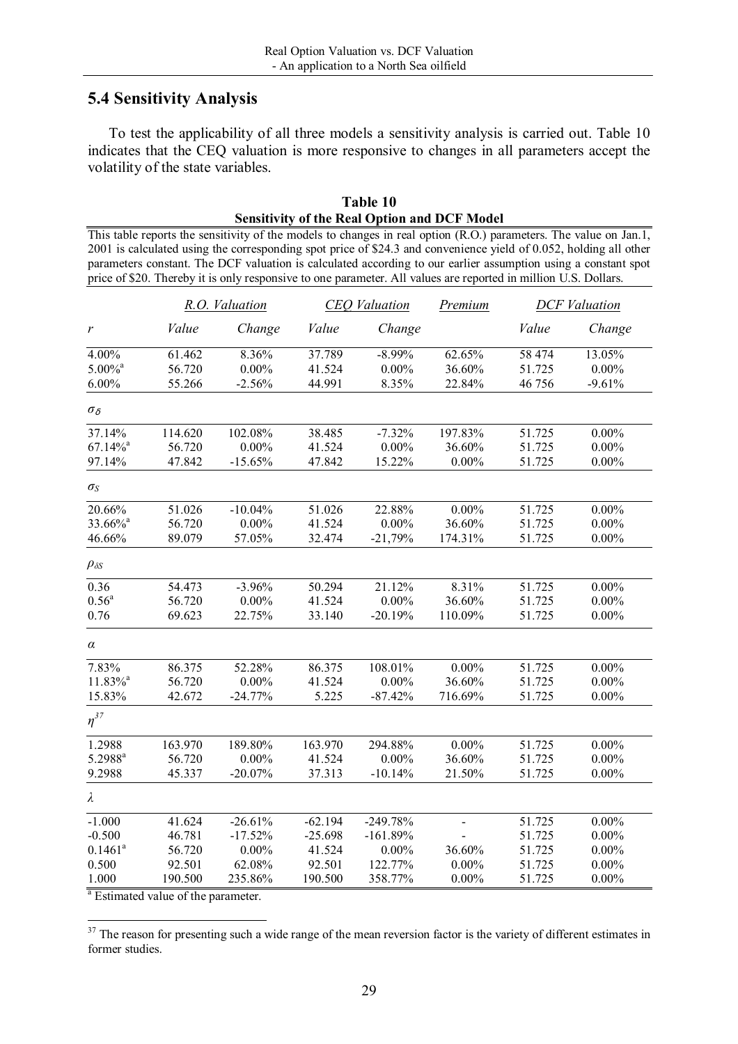## 5.4 Sensitivity Analysis

To test the applicability of all three models a sensitivity analysis is carried out. Table 10 indicates that the CEQ valuation is more responsive to changes in all parameters accept the volatility of the state variables.

**Table 10**
**Sensitivity of the Real Option and DCF Model**

This table reports the sensitivity of the models to changes in real option (R.O.) parameters. The value on Jan.1, 2001 is calculated using the corresponding spot price of \$24.3 and convenience yield of 0.052, holding all other parameters constant. The DCF valuation is calculated according to our earlier assumption using a constant spot price of \$20. Thereby it is only responsive to one parameter. All values are reported in million U.S. Dollars.

| | *R.O. Valuation* | | *CEQ Valuation* | | *Premium* | *DCF Valuation* | |
|---|---|---|---|---|---|---|---|
| $r$ | *Value* | *Change* | *Value* | *Change* | | *Value* | *Change* |
| 4.00% | 61.462 | 8.36% | 37.789 | -8.99% | 62.65% | 58 474 | 13.05% |
| 5.00%[a] | 56.720 | 0.00% | 41.524 | 0.00% | 36.60% | 51.725 | 0.00% |
| 6.00% | 55.266 | -2.56% | 44.991 | 8.35% | 22.84% | 46 756 | -9.61% |
| $\sigma_\delta$ | | | | | | | |
| 37.14% | 114.620 | 102.08% | 38.485 | -7.32% | 197.83% | 51.725 | 0.00% |
| 67.14%[a] | 56.720 | 0.00% | 41.524 | 0.00% | 36.60% | 51.725 | 0.00% |
| 97.14% | 47.842 | -15.65% | 47.842 | 15.22% | 0.00% | 51.725 | 0.00% |
| $\sigma_S$ | | | | | | | |
| 20.66% | 51.026 | -10.04% | 51.026 | 22.88% | 0.00% | 51.725 | 0.00% |
| 33.66%[a] | 56.720 | 0.00% | 41.524 | 0.00% | 36.60% | 51.725 | 0.00% |
| 46.66% | 89.079 | 57.05% | 32.474 | -21,79% | 174.31% | 51.725 | 0.00% |
| $\rho_{\delta S}$ | | | | | | | |
| 0.36 | 54.473 | -3.96% | 50.294 | 21.12% | 8.31% | 51.725 | 0.00% |
| 0.56[a] | 56.720 | 0.00% | 41.524 | 0.00% | 36.60% | 51.725 | 0.00% |
| 0.76 | 69.623 | 22.75% | 33.140 | -20.19% | 110.09% | 51.725 | 0.00% |
| $\alpha$ | | | | | | | |
| 7.83% | 86.375 | 52.28% | 86.375 | 108.01% | 0.00% | 51.725 | 0.00% |
| 11.83%[a] | 56.720 | 0.00% | 41.524 | 0.00% | 36.60% | 51.725 | 0.00% |
| 15.83% | 42.672 | -24.77% | 5.225 | -87.42% | 716.69% | 51.725 | 0.00% |
| $\eta$[37] | | | | | | | |
| 1.2988 | 163.970 | 189.80% | 163.970 | 294.88% | 0.00% | 51.725 | 0.00% |
| 5.2988[a] | 56.720 | 0.00% | 41.524 | 0.00% | 36.60% | 51.725 | 0.00% |
| 9.2988 | 45.337 | -20.07% | 37.313 | -10.14% | 21.50% | 51.725 | 0.00% |
| $\lambda$ | | | | | | | |
| -1.000 | 41.624 | -26.61% | -62.194 | -249.78% | - | 51.725 | 0.00% |
| -0.500 | 46.781 | -17.52% | -25.698 | -161.89% | - | 51.725 | 0.00% |
| 0.1461[a] | 56.720 | 0.00% | 41.524 | 0.00% | 36.60% | 51.725 | 0.00% |
| 0.500 | 92.501 | 62.08% | 92.501 | 122.77% | 0.00% | 51.725 | 0.00% |
| 1.000 | 190.500 | 235.86% | 190.500 | 358.77% | 0.00% | 51.725 | 0.00% |

[a] Estimated value of the parameter.

[37] The reason for presenting such a wide range of the mean reversion factor is the variety of different estimates in former studies.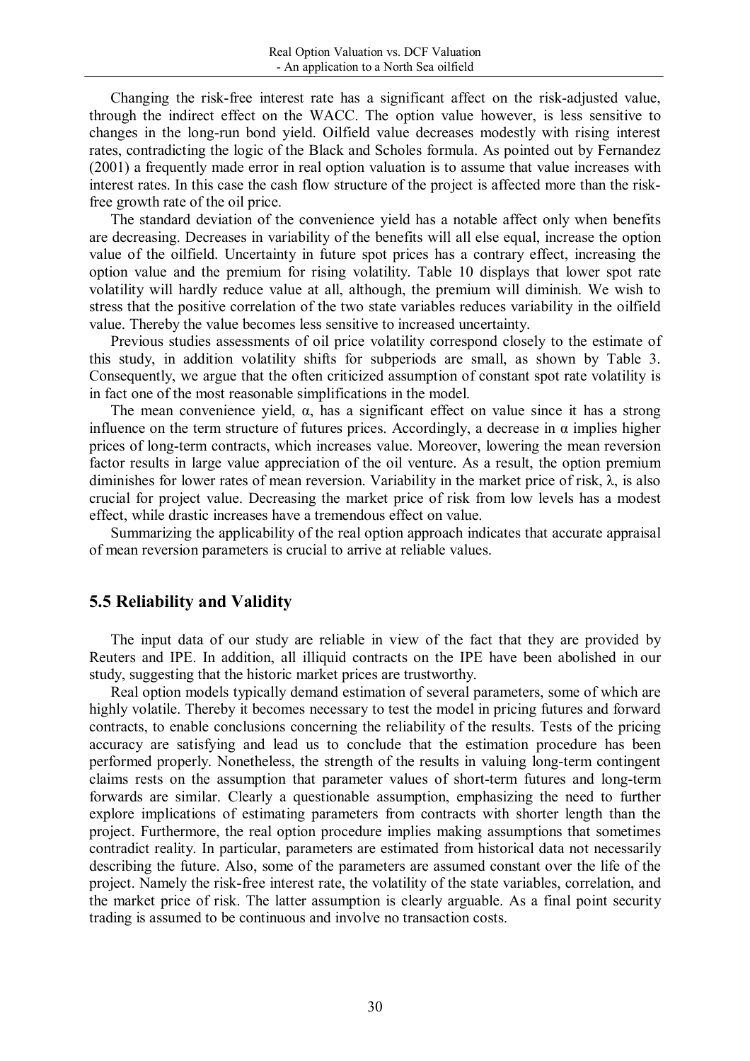Changing the risk-free interest rate has a significant affect on the risk-adjusted value, through the indirect effect on the WACC. The option value however, is less sensitive to changes in the long-run bond yield. Oilfield value decreases modestly with rising interest rates, contradicting the logic of the Black and Scholes formula. As pointed out by Fernandez (2001) a frequently made error in real option valuation is to assume that value increases with interest rates. In this case the cash flow structure of the project is affected more than the risk-free growth rate of the oil price.

The standard deviation of the convenience yield has a notable affect only when benefits are decreasing. Decreases in variability of the benefits will all else equal, increase the option value of the oilfield. Uncertainty in future spot prices has a contrary effect, increasing the option value and the premium for rising volatility. Table 10 displays that lower spot rate volatility will hardly reduce value at all, although, the premium will diminish. We wish to stress that the positive correlation of the two state variables reduces variability in the oilfield value. Thereby the value becomes less sensitive to increased uncertainty.

Previous studies assessments of oil price volatility correspond closely to the estimate of this study, in addition volatility shifts for subperiods are small, as shown by Table 3. Consequently, we argue that the often criticized assumption of constant spot rate volatility is in fact one of the most reasonable simplifications in the model.

The mean convenience yield, $\alpha$, has a significant effect on value since it has a strong influence on the term structure of futures prices. Accordingly, a decrease in $\alpha$ implies higher prices of long-term contracts, which increases value. Moreover, lowering the mean reversion factor results in large value appreciation of the oil venture. As a result, the option premium diminishes for lower rates of mean reversion. Variability in the market price of risk, $\lambda$, is also crucial for project value. Decreasing the market price of risk from low levels has a modest effect, while drastic increases have a tremendous effect on value.

Summarizing the applicability of the real option approach indicates that accurate appraisal of mean reversion parameters is crucial to arrive at reliable values.

## 5.5 Reliability and Validity

The input data of our study are reliable in view of the fact that they are provided by Reuters and IPE. In addition, all illiquid contracts on the IPE have been abolished in our study, suggesting that the historic market prices are trustworthy.

Real option models typically demand estimation of several parameters, some of which are highly volatile. Thereby it becomes necessary to test the model in pricing futures and forward contracts, to enable conclusions concerning the reliability of the results. Tests of the pricing accuracy are satisfying and lead us to conclude that the estimation procedure has been performed properly. Nonetheless, the strength of the results in valuing long-term contingent claims rests on the assumption that parameter values of short-term futures and long-term forwards are similar. Clearly a questionable assumption, emphasizing the need to further explore implications of estimating parameters from contracts with shorter length than the project. Furthermore, the real option procedure implies making assumptions that sometimes contradict reality. In particular, parameters are estimated from historical data not necessarily describing the future. Also, some of the parameters are assumed constant over the life of the project. Namely the risk-free interest rate, the volatility of the state variables, correlation, and the market price of risk. The latter assumption is clearly arguable. As a final point security trading is assumed to be continuous and involve no transaction costs.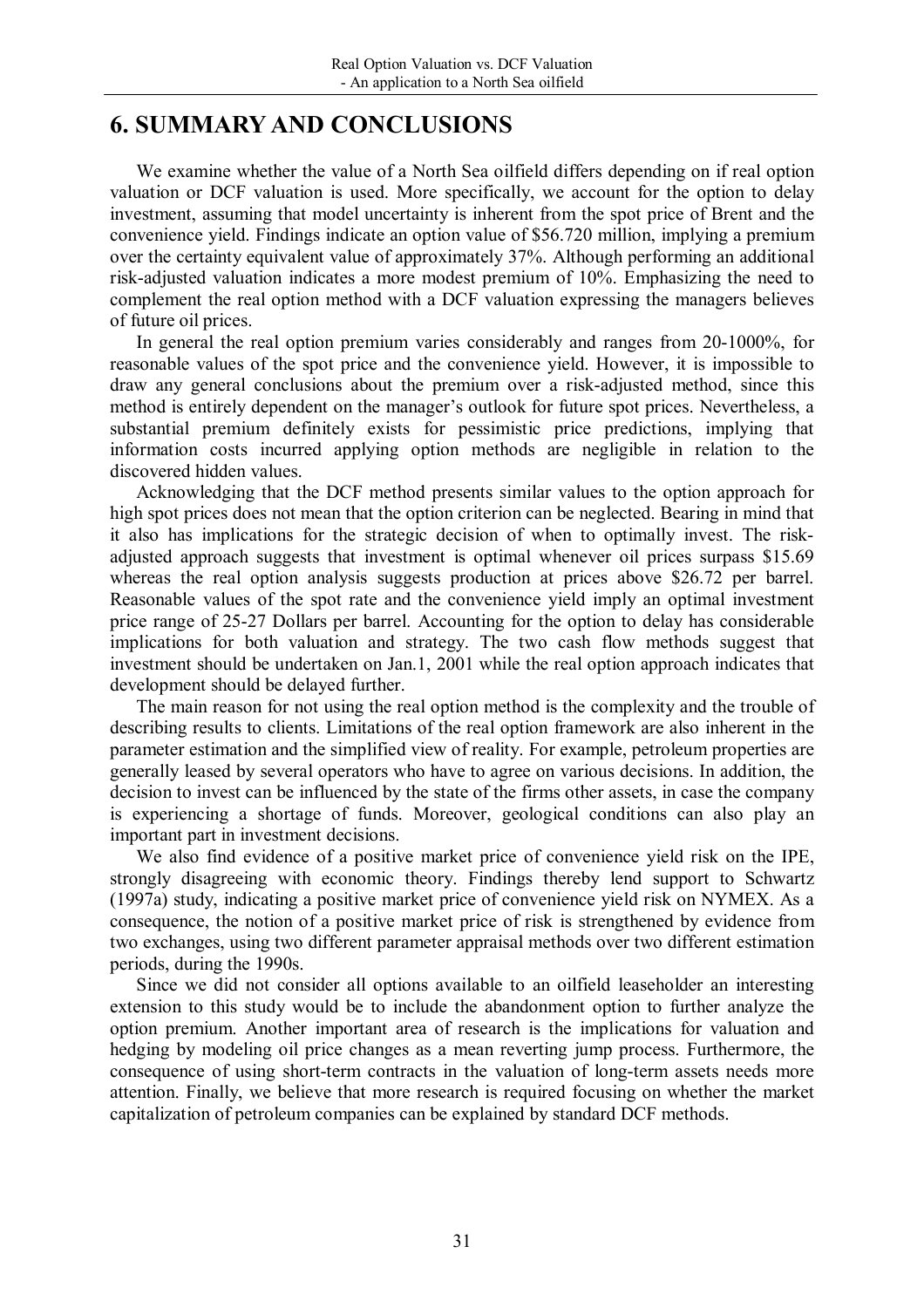# 6. SUMMARY AND CONCLUSIONS

We examine whether the value of a North Sea oilfield differs depending on if real option valuation or DCF valuation is used. More specifically, we account for the option to delay investment, assuming that model uncertainty is inherent from the spot price of Brent and the convenience yield. Findings indicate an option value of $56.720 million, implying a premium over the certainty equivalent value of approximately 37%. Although performing an additional risk-adjusted valuation indicates a more modest premium of 10%. Emphasizing the need to complement the real option method with a DCF valuation expressing the managers believes of future oil prices.

In general the real option premium varies considerably and ranges from 20-1000%, for reasonable values of the spot price and the convenience yield. However, it is impossible to draw any general conclusions about the premium over a risk-adjusted method, since this method is entirely dependent on the manager's outlook for future spot prices. Nevertheless, a substantial premium definitely exists for pessimistic price predictions, implying that information costs incurred applying option methods are negligible in relation to the discovered hidden values.

Acknowledging that the DCF method presents similar values to the option approach for high spot prices does not mean that the option criterion can be neglected. Bearing in mind that it also has implications for the strategic decision of when to optimally invest. The risk-adjusted approach suggests that investment is optimal whenever oil prices surpass $15.69 whereas the real option analysis suggests production at prices above $26.72 per barrel. Reasonable values of the spot rate and the convenience yield imply an optimal investment price range of 25-27 Dollars per barrel. Accounting for the option to delay has considerable implications for both valuation and strategy. The two cash flow methods suggest that investment should be undertaken on Jan.1, 2001 while the real option approach indicates that development should be delayed further.

The main reason for not using the real option method is the complexity and the trouble of describing results to clients. Limitations of the real option framework are also inherent in the parameter estimation and the simplified view of reality. For example, petroleum properties are generally leased by several operators who have to agree on various decisions. In addition, the decision to invest can be influenced by the state of the firms other assets, in case the company is experiencing a shortage of funds. Moreover, geological conditions can also play an important part in investment decisions.

We also find evidence of a positive market price of convenience yield risk on the IPE, strongly disagreeing with economic theory. Findings thereby lend support to Schwartz (1997a) study, indicating a positive market price of convenience yield risk on NYMEX. As a consequence, the notion of a positive market price of risk is strengthened by evidence from two exchanges, using two different parameter appraisal methods over two different estimation periods, during the 1990s.

Since we did not consider all options available to an oilfield leaseholder an interesting extension to this study would be to include the abandonment option to further analyze the option premium. Another important area of research is the implications for valuation and hedging by modeling oil price changes as a mean reverting jump process. Furthermore, the consequence of using short-term contracts in the valuation of long-term assets needs more attention. Finally, we believe that more research is required focusing on whether the market capitalization of petroleum companies can be explained by standard DCF methods.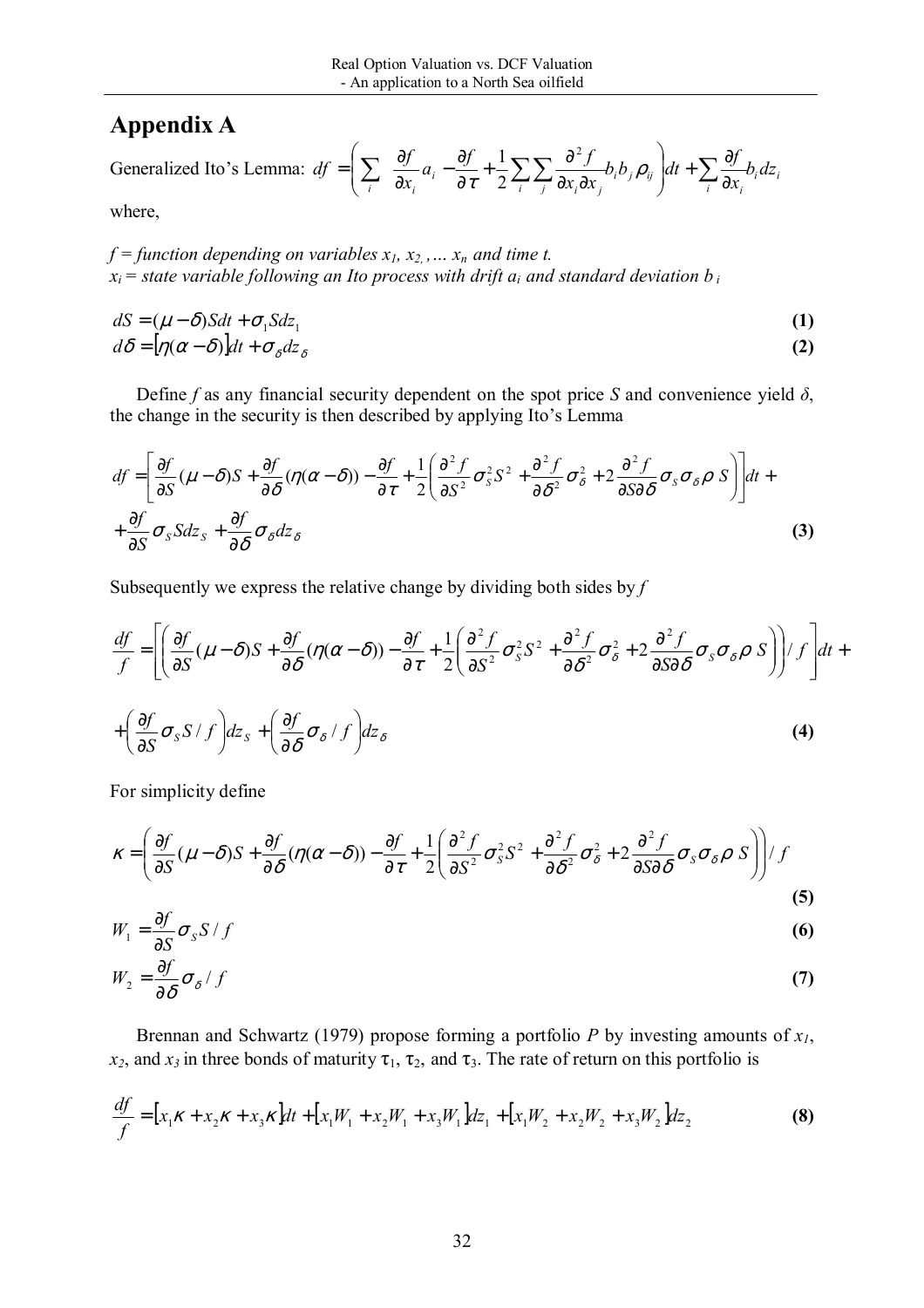# Appendix A

Generalized Ito's Lemma: $df = \left( \sum_i \frac{\partial f}{\partial x_i} a_i - \frac{\partial f}{\partial \tau} + \frac{1}{2} \sum_i \sum_j \frac{\partial^2 f}{\partial x_i \partial x_j} b_i b_j \rho_{ij} \right) dt + \sum_i \frac{\partial f}{\partial x_i} b_i dz_i$

where,

*f = function depending on variables $x_1, x_2, \ldots x_n$ and time t.*
*$x_i$ = state variable following an Ito process with drift $a_i$ and standard deviation $b_i$*

$$dS = (\mu - \delta) S dt + \sigma_1 S dz_1 \tag{1}$$

$$d\delta = [\eta(\alpha - \delta)] dt + \sigma_\delta dz_\delta \tag{2}$$

Define $f$ as any financial security dependent on the spot price $S$ and convenience yield $\delta$, the change in the security is then described by applying Ito's Lemma

$$df = \left[ \frac{\partial f}{\partial S}(\mu - \delta) S + \frac{\partial f}{\partial \delta}(\eta(\alpha - \delta)) - \frac{\partial f}{\partial \tau} + \frac{1}{2}\left( \frac{\partial^2 f}{\partial S^2} \sigma_S^2 S^2 + \frac{\partial^2 f}{\partial \delta^2} \sigma_\delta^2 + 2 \frac{\partial^2 f}{\partial S \partial \delta} \sigma_S \sigma_\delta \rho\, S \right) \right] dt + \\ + \frac{\partial f}{\partial S} \sigma_S S dz_S + \frac{\partial f}{\partial \delta} \sigma_\delta dz_\delta \tag{3}$$

Subsequently we express the relative change by dividing both sides by $f$

$$\frac{df}{f} = \left[ \left( \frac{\partial f}{\partial S}(\mu - \delta) S + \frac{\partial f}{\partial \delta}(\eta(\alpha - \delta)) - \frac{\partial f}{\partial \tau} + \frac{1}{2}\left( \frac{\partial^2 f}{\partial S^2} \sigma_S^2 S^2 + \frac{\partial^2 f}{\partial \delta^2} \sigma_\delta^2 + 2 \frac{\partial^2 f}{\partial S \partial \delta} \sigma_S \sigma_\delta \rho\, S \right) \right) / f \right] dt + \\ + \left( \frac{\partial f}{\partial S} \sigma_S S / f \right) dz_S + \left( \frac{\partial f}{\partial \delta} \sigma_\delta / f \right) dz_\delta \tag{4}$$

For simplicity define

$$\kappa = \left( \frac{\partial f}{\partial S}(\mu - \delta) S + \frac{\partial f}{\partial \delta}(\eta(\alpha - \delta)) - \frac{\partial f}{\partial \tau} + \frac{1}{2}\left( \frac{\partial^2 f}{\partial S^2} \sigma_S^2 S^2 + \frac{\partial^2 f}{\partial \delta^2} \sigma_\delta^2 + 2 \frac{\partial^2 f}{\partial S \partial \delta} \sigma_S \sigma_\delta \rho\, S \right) \right) / f \tag{5}$$

$$W_1 = \frac{\partial f}{\partial S} \sigma_S S / f \tag{6}$$

$$W_2 = \frac{\partial f}{\partial \delta} \sigma_\delta / f \tag{7}$$

Brennan and Schwartz (1979) propose forming a portfolio $P$ by investing amounts of $x_1$, $x_2$, and $x_3$ in three bonds of maturity $\tau_1$, $\tau_2$, and $\tau_3$. The rate of return on this portfolio is

$$\frac{df}{f} = [x_1 \kappa + x_2 \kappa + x_3 \kappa] dt + [x_1 W_1 + x_2 W_1 + x_3 W_1] dz_1 + [x_1 W_2 + x_2 W_2 + x_3 W_2] dz_2 \tag{8}$$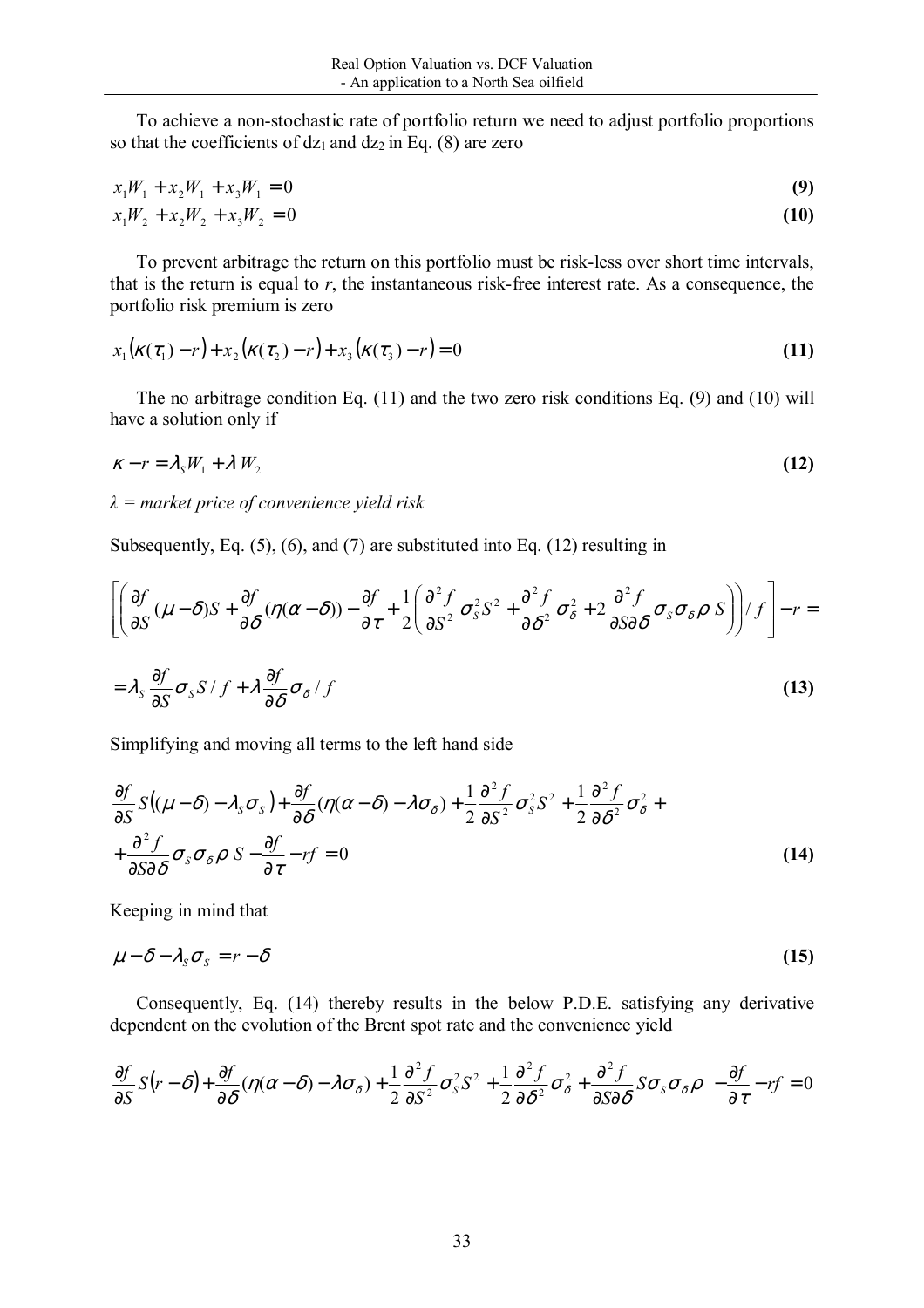To achieve a non-stochastic rate of portfolio return we need to adjust portfolio proportions so that the coefficients of $dz_1$ and $dz_2$ in Eq. (8) are zero

$$x_1 W_1 + x_2 W_1 + x_3 W_1 = 0 \quad \textbf{(9)}$$

$$x_1 W_2 + x_2 W_2 + x_3 W_2 = 0 \quad \textbf{(10)}$$

To prevent arbitrage the return on this portfolio must be risk-less over short time intervals, that is the return is equal to $r$, the instantaneous risk-free interest rate. As a consequence, the portfolio risk premium is zero

$$x_1\left(\kappa(\tau_1) - r\right) + x_2\left(\kappa(\tau_2) - r\right) + x_3\left(\kappa(\tau_3) - r\right) = 0 \quad \textbf{(11)}$$

The no arbitrage condition Eq. (11) and the two zero risk conditions Eq. (9) and (10) will have a solution only if

$$\kappa - r = \lambda_S W_1 + \lambda W_2 \quad \textbf{(12)}$$

*$\lambda$ = market price of convenience yield risk*

Subsequently, Eq. (5), (6), and (7) are substituted into Eq. (12) resulting in

$$\left[\left(\frac{\partial f}{\partial S}(\mu - \delta)S + \frac{\partial f}{\partial \delta}(\eta(\alpha - \delta)) - \frac{\partial f}{\partial \tau} + \frac{1}{2}\left(\frac{\partial^2 f}{\partial S^2}\sigma_S^2 S^2 + \frac{\partial^2 f}{\partial \delta^2}\sigma_\delta^2 + 2\frac{\partial^2 f}{\partial S \partial \delta}\sigma_S \sigma_\delta \rho\, S\right)\right)/ f\right] - r =$$

$$= \lambda_S \frac{\partial f}{\partial S}\sigma_S S / f + \lambda \frac{\partial f}{\partial \delta}\sigma_\delta / f \quad \textbf{(13)}$$

Simplifying and moving all terms to the left hand side

$$\frac{\partial f}{\partial S}S\left((\mu - \delta) - \lambda_S \sigma_S\right) + \frac{\partial f}{\partial \delta}(\eta(\alpha - \delta) - \lambda \sigma_\delta) + \frac{1}{2}\frac{\partial^2 f}{\partial S^2}\sigma_S^2 S^2 + \frac{1}{2}\frac{\partial^2 f}{\partial \delta^2}\sigma_\delta^2 +$$

$$+ \frac{\partial^2 f}{\partial S \partial \delta}\sigma_S \sigma_\delta \rho\, S - \frac{\partial f}{\partial \tau} - rf = 0 \quad \textbf{(14)}$$

Keeping in mind that

$$\mu - \delta - \lambda_S \sigma_S = r - \delta \quad \textbf{(15)}$$

Consequently, Eq. (14) thereby results in the below P.D.E. satisfying any derivative dependent on the evolution of the Brent spot rate and the convenience yield

$$\frac{\partial f}{\partial S}S\left(r - \delta\right) + \frac{\partial f}{\partial \delta}(\eta(\alpha - \delta) - \lambda \sigma_\delta) + \frac{1}{2}\frac{\partial^2 f}{\partial S^2}\sigma_S^2 S^2 + \frac{1}{2}\frac{\partial^2 f}{\partial \delta^2}\sigma_\delta^2 + \frac{\partial^2 f}{\partial S \partial \delta}S\sigma_S \sigma_\delta \rho \; - \frac{\partial f}{\partial \tau} - rf = 0$$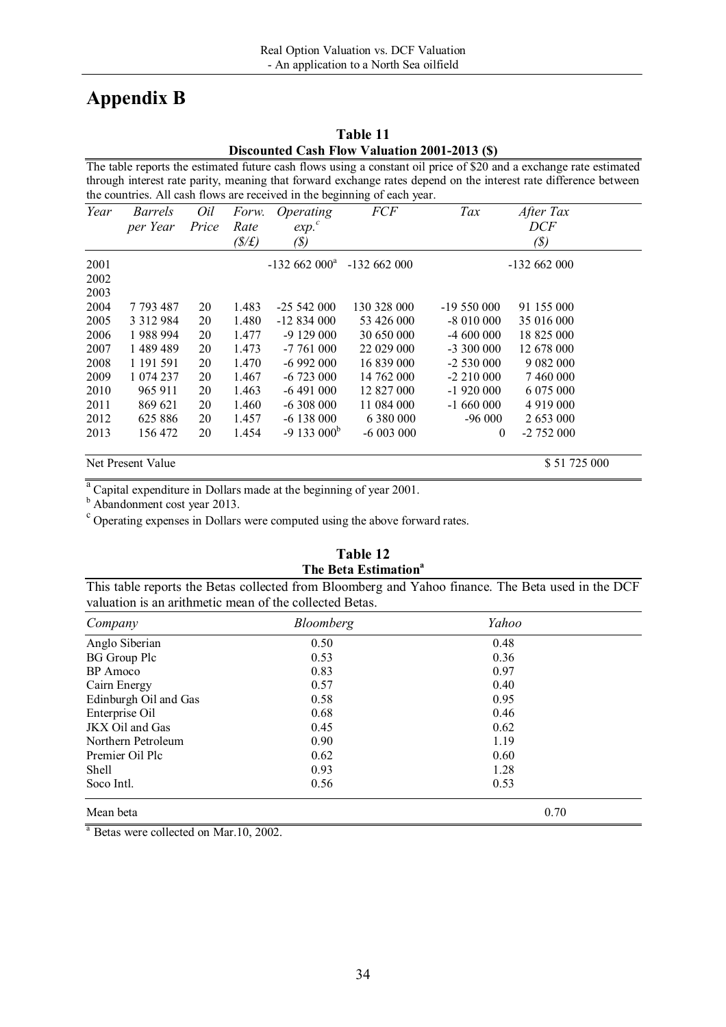# Appendix B

**Table 11**
**Discounted Cash Flow Valuation 2001-2013 ($)**

The table reports the estimated future cash flows using a constant oil price of $20 and a exchange rate estimated through interest rate parity, meaning that forward exchange rates depend on the interest rate difference between the countries. All cash flows are received in the beginning of each year.

| *Year* | *Barrels per Year* | *Oil Price* | *Forw. Rate ($/£)* | *Operating exp.*[c] *($)* | *FCF* | *Tax* | *After Tax DCF ($)* |
|---|---|---|---|---|---|---|---|
| 2001 | | | | -132 662 000[a] | -132 662 000 | | -132 662 000 |
| 2002 | | | | | | | |
| 2003 | | | | | | | |
| 2004 | 7 793 487 | 20 | 1.483 | -25 542 000 | 130 328 000 | -19 550 000 | 91 155 000 |
| 2005 | 3 312 984 | 20 | 1.480 | -12 834 000 | 53 426 000 | -8 010 000 | 35 016 000 |
| 2006 | 1 988 994 | 20 | 1.477 | -9 129 000 | 30 650 000 | -4 600 000 | 18 825 000 |
| 2007 | 1 489 489 | 20 | 1.473 | -7 761 000 | 22 029 000 | -3 300 000 | 12 678 000 |
| 2008 | 1 191 591 | 20 | 1.470 | -6 992 000 | 16 839 000 | -2 530 000 | 9 082 000 |
| 2009 | 1 074 237 | 20 | 1.467 | -6 723 000 | 14 762 000 | -2 210 000 | 7 460 000 |
| 2010 | 965 911 | 20 | 1.463 | -6 491 000 | 12 827 000 | -1 920 000 | 6 075 000 |
| 2011 | 869 621 | 20 | 1.460 | -6 308 000 | 11 084 000 | -1 660 000 | 4 919 000 |
| 2012 | 625 886 | 20 | 1.457 | -6 138 000 | 6 380 000 | -96 000 | 2 653 000 |
| 2013 | 156 472 | 20 | 1.454 | -9 133 000[b] | -6 003 000 | 0 | -2 752 000 |
| Net Present Value | | | | | | | $ 51 725 000 |

[a] Capital expenditure in Dollars made at the beginning of year 2001.
[b] Abandonment cost year 2013.
[c] Operating expenses in Dollars were computed using the above forward rates.

**Table 12**
**The Beta Estimation**[a]

This table reports the Betas collected from Bloomberg and Yahoo finance. The Beta used in the DCF valuation is an arithmetic mean of the collected Betas.

| *Company* | *Bloomberg* | *Yahoo* |
|---|---|---|
| Anglo Siberian | 0.50 | 0.48 |
| BG Group Plc | 0.53 | 0.36 |
| BP Amoco | 0.83 | 0.97 |
| Cairn Energy | 0.57 | 0.40 |
| Edinburgh Oil and Gas | 0.58 | 0.95 |
| Enterprise Oil | 0.68 | 0.46 |
| JKX Oil and Gas | 0.45 | 0.62 |
| Northern Petroleum | 0.90 | 1.19 |
| Premier Oil Plc | 0.62 | 0.60 |
| Shell | 0.93 | 1.28 |
| Soco Intl. | 0.56 | 0.53 |
| Mean beta | | 0.70 |

[a] Betas were collected on Mar.10, 2002.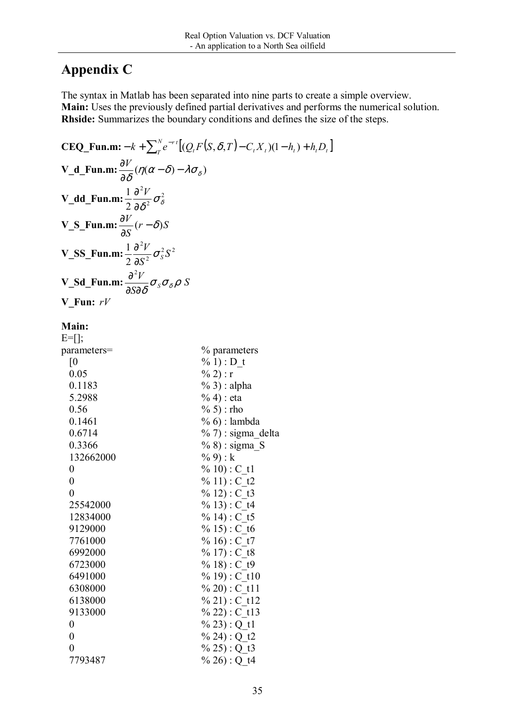# Appendix C

The syntax in Matlab has been separated into nine parts to create a simple overview.
**Main:** Uses the previously defined partial derivatives and performs the numerical solution.
**Rhside:** Summarizes the boundary conditions and defines the size of the steps.

**CEQ_Fun.m:** $-k + \sum_{T}^{N} e^{-rt}\left[(Q_t F(S,\delta,T) - C_t X_t)(1-h_t) + h_t D_t\right]$

**V_d_Fun.m:** $\frac{\partial V}{\partial \delta}(\eta(\alpha - \delta) - \lambda \sigma_\delta)$

**V_dd_Fun.m:** $\frac{1}{2}\frac{\partial^2 V}{\partial \delta^2}\sigma_\delta^2$

**V_S_Fun.m:** $\frac{\partial V}{\partial S}(r - \delta)S$

**V_SS_Fun.m:** $\frac{1}{2}\frac{\partial^2 V}{\partial S^2}\sigma_S^2 S^2$

**V_Sd_Fun.m:** $\frac{\partial^2 V}{\partial S \partial \delta}\sigma_S \sigma_\delta \rho\, S$

**V_Fun:** $rV$

**Main:**

```
E=[];
parameters=                     % parameters
  [0                            % 1) : D_t
  0.05                          % 2) : r
  0.1183                        % 3) : alpha
  5.2988                        % 4) : eta
  0.56                          % 5) : rho
  0.1461                        % 6) : lambda
  0.6714                        % 7) : sigma_delta
  0.3366                        % 8) : sigma_S
  132662000                     % 9) : k
  0                             % 10) : C_t1
  0                             % 11) : C_t2
  0                             % 12) : C_t3
  25542000                      % 13) : C_t4
  12834000                      % 14) : C_t5
  9129000                       % 15) : C_t6
  7761000                       % 16) : C_t7
  6992000                       % 17) : C_t8
  6723000                       % 18) : C_t9
  6491000                       % 19) : C_t10
  6308000                       % 20) : C_t11
  6138000                       % 21) : C_t12
  9133000                       % 22) : C_t13
  0                             % 23) : Q_t1
  0                             % 24) : Q_t2
  0                             % 25) : Q_t3
  7793487                       % 26) : Q_t4
```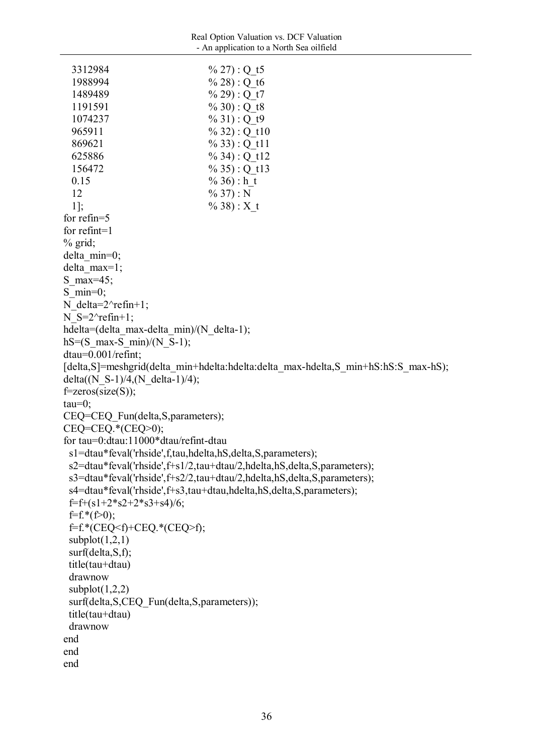```
   3312984                          % 27) : Q_t5
   1988994                          % 28) : Q_t6
   1489489                          % 29) : Q_t7
   1191591                          % 30) : Q_t8
   1074237                          % 31) : Q_t9
   965911                           % 32) : Q_t10
   869621                           % 33) : Q_t11
   625886                           % 34) : Q_t12
   156472                           % 35) : Q_t13
   0.15                             % 36) : h_t
   12                               % 37) : N
   1];                              % 38) : X_t
for refin=5
for refint=1
% grid;
delta_min=0;
delta_max=1;
S_max=45;
S_min=0;
N_delta=2^refin+1;
N_S=2^refin+1;
hdelta=(delta_max-delta_min)/(N_delta-1);
hS=(S_max-S_min)/(N_S-1);
dtau=0.001/refint;
[delta,S]=meshgrid(delta_min+hdelta:hdelta:delta_max-hdelta,S_min+hS:hS:S_max-hS);
delta((N_S-1)/4,(N_delta-1)/4);
f=zeros(size(S));
tau=0;
CEQ=CEQ_Fun(delta,S,parameters);
CEQ=CEQ.*(CEQ>0);
for tau=0:dtau:11000*dtau/refint-dtau
  s1=dtau*feval('rhside',f,tau,hdelta,hS,delta,S,parameters);
  s2=dtau*feval('rhside',f+s1/2,tau+dtau/2,hdelta,hS,delta,S,parameters);
  s3=dtau*feval('rhside',f+s2/2,tau+dtau/2,hdelta,hS,delta,S,parameters);
  s4=dtau*feval('rhside',f+s3,tau+dtau,hdelta,hS,delta,S,parameters);
  f=f+(s1+2*s2+2*s3+s4)/6;
  f=f.*(f>0);
  f=f.*(CEQ<f)+CEQ.*(CEQ>f);
  subplot(1,2,1)
  surf(delta,S,f);
  title(tau+dtau)
  drawnow
  subplot(1,2,2)
  surf(delta,S,CEQ_Fun(delta,S,parameters));
  title(tau+dtau)
  drawnow
end
end
end
```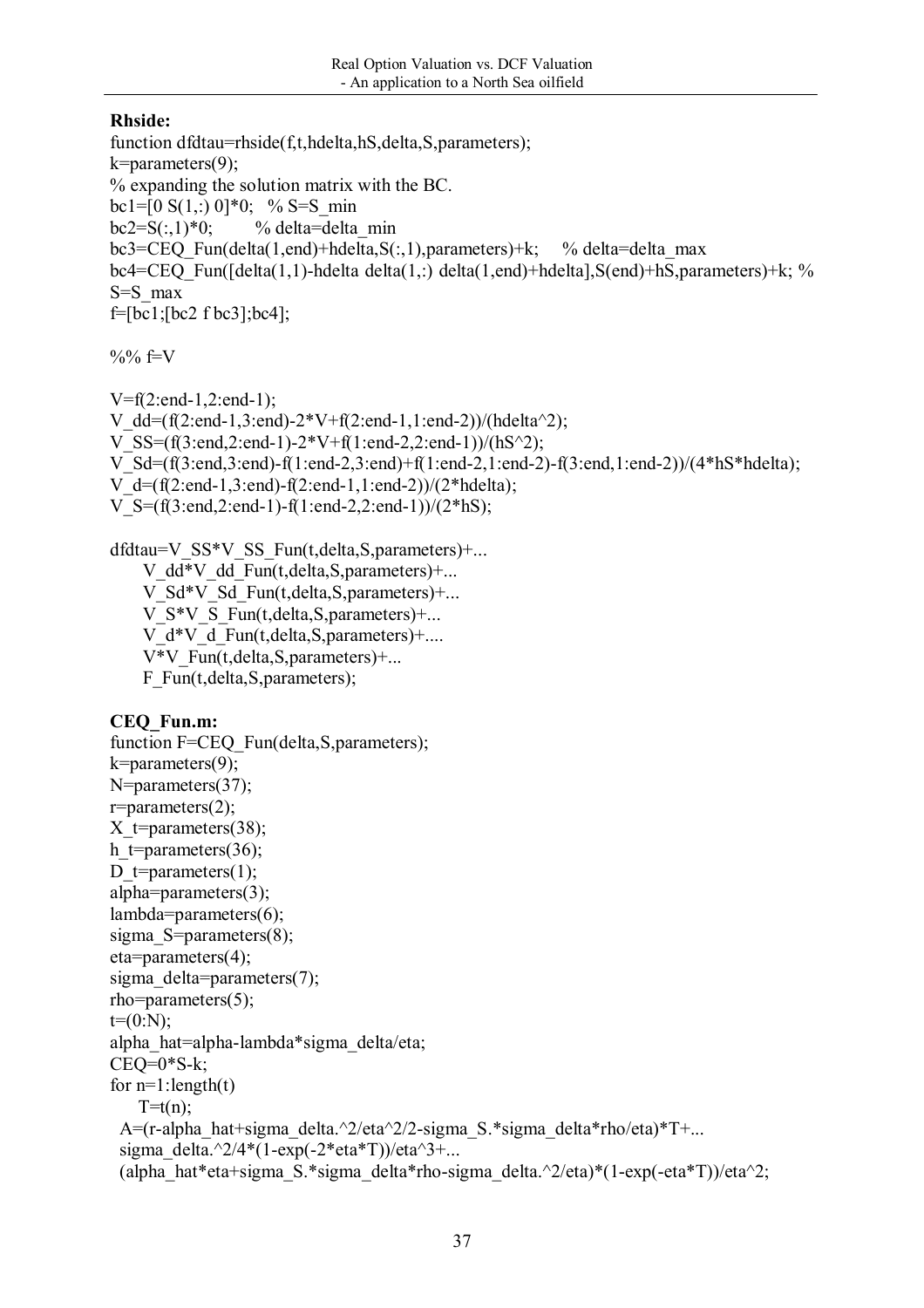**Rhside:**

```
function dfdtau=rhside(f,t,hdelta,hS,delta,S,parameters);
k=parameters(9);
% expanding the solution matrix with the BC.
bc1=[0 S(1,:) 0]*0;   % S=S_min
bc2=S(:,1)*0;          % delta=delta_min
bc3=CEQ_Fun(delta(1,end)+hdelta,S(:,1),parameters)+k;     % delta=delta_max
bc4=CEQ_Fun([delta(1,1)-hdelta delta(1,:) delta(1,end)+hdelta],S(end)+hS,parameters)+k; %
S=S_max
f=[bc1;[bc2 f bc3];bc4];

%% f=V

V=f(2:end-1,2:end-1);
V_dd=(f(2:end-1,3:end)-2*V+f(2:end-1,1:end-2))/(hdelta^2);
V_SS=(f(3:end,2:end-1)-2*V+f(1:end-2,2:end-1))/(hS^2);
V_Sd=(f(3:end,3:end)-f(1:end-2,3:end)+f(1:end-2,1:end-2)-f(3:end,1:end-2))/(4*hS*hdelta);
V_d=(f(2:end-1,3:end)-f(2:end-1,1:end-2))/(2*hdelta);
V_S=(f(3:end,2:end-1)-f(1:end-2,2:end-1))/(2*hS);

dfdtau=V_SS*V_SS_Fun(t,delta,S,parameters)+...
      V_dd*V_dd_Fun(t,delta,S,parameters)+...
      V_Sd*V_Sd_Fun(t,delta,S,parameters)+...
      V_S*V_S_Fun(t,delta,S,parameters)+...
      V_d*V_d_Fun(t,delta,S,parameters)+....
      V*V_Fun(t,delta,S,parameters)+...
      F_Fun(t,delta,S,parameters);
```

**CEQ_Fun.m:**

```
function F=CEQ_Fun(delta,S,parameters);
k=parameters(9);
N=parameters(37);
r=parameters(2);
X_t=parameters(38);
h_t=parameters(36);
D_t=parameters(1);
alpha=parameters(3);
lambda=parameters(6);
sigma_S=parameters(8);
eta=parameters(4);
sigma_delta=parameters(7);
rho=parameters(5);
t=(0:N);
alpha_hat=alpha-lambda*sigma_delta/eta;
CEQ=0*S-k;
for n=1:length(t)
    T=t(n);
  A=(r-alpha_hat+sigma_delta.^2/eta^2/2-sigma_S.*sigma_delta*rho/eta)*T+...
  sigma_delta.^2/4*(1-exp(-2*eta*T))/eta^3+...
  (alpha_hat*eta+sigma_S.*sigma_delta*rho-sigma_delta.^2/eta)*(1-exp(-eta*T))/eta^2;
```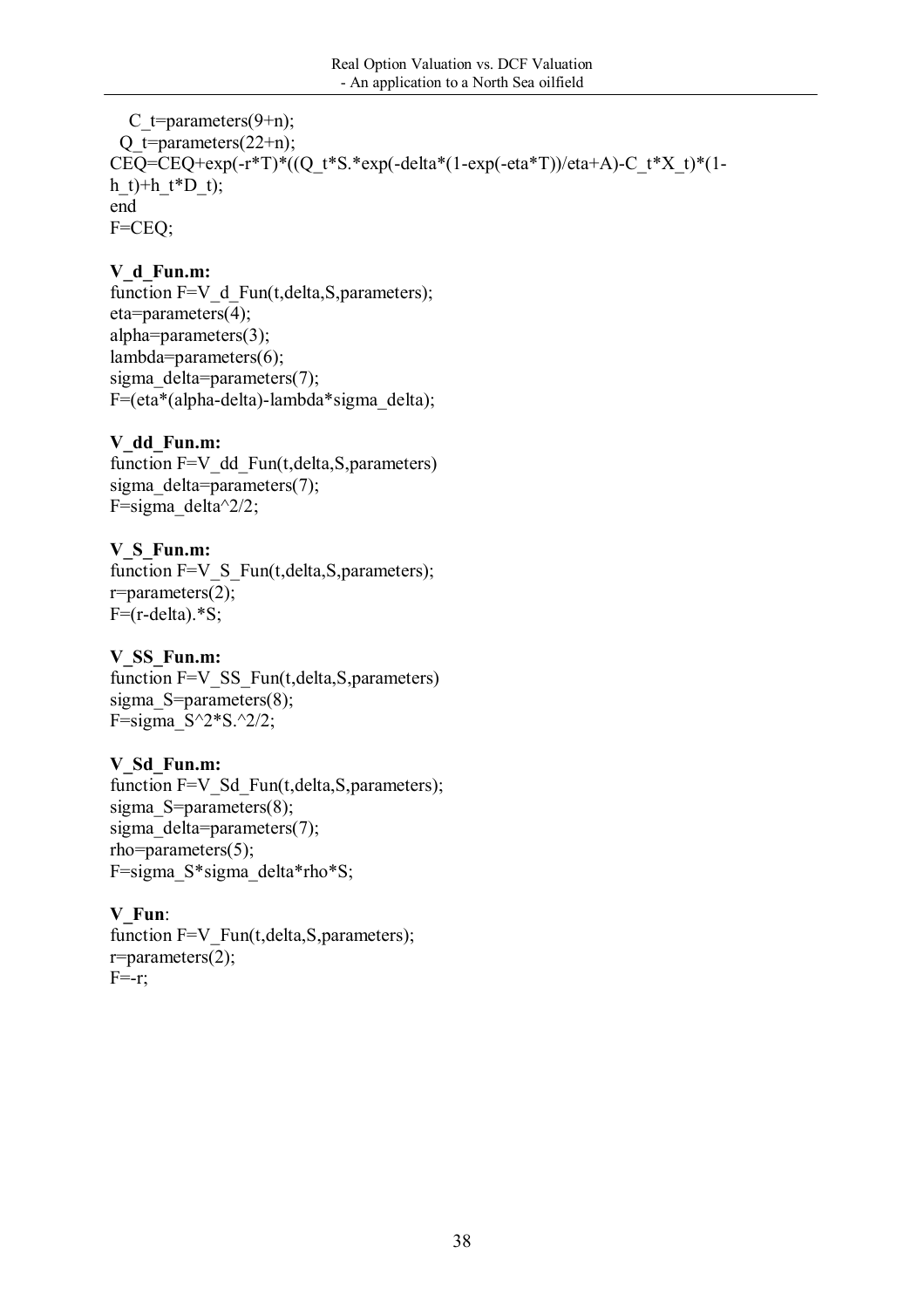```
   C_t=parameters(9+n);
  Q_t=parameters(22+n);
CEQ=CEQ+exp(-r*T)*((Q_t*S.*exp(-delta*(1-exp(-eta*T))/eta+A)-C_t*X_t)*(1-
h_t)+h_t*D_t);
end
F=CEQ;
```

**V_d_Fun.m:**

```
function F=V_d_Fun(t,delta,S,parameters);
eta=parameters(4);
alpha=parameters(3);
lambda=parameters(6);
sigma_delta=parameters(7);
F=(eta*(alpha-delta)-lambda*sigma_delta);
```

**V_dd_Fun.m:**

```
function F=V_dd_Fun(t,delta,S,parameters)
sigma_delta=parameters(7);
F=sigma_delta^2/2;
```

**V_S_Fun.m:**

```
function F=V_S_Fun(t,delta,S,parameters);
r=parameters(2);
F=(r-delta).*S;
```

**V_SS_Fun.m:**

```
function F=V_SS_Fun(t,delta,S,parameters)
sigma_S=parameters(8);
F=sigma_S^2*S.^2/2;
```

**V_Sd_Fun.m:**

```
function F=V_Sd_Fun(t,delta,S,parameters);
sigma_S=parameters(8);
sigma_delta=parameters(7);
rho=parameters(5);
F=sigma_S*sigma_delta*rho*S;
```

**V_Fun**:

```
function F=V_Fun(t,delta,S,parameters);
r=parameters(2);
F=-r;
```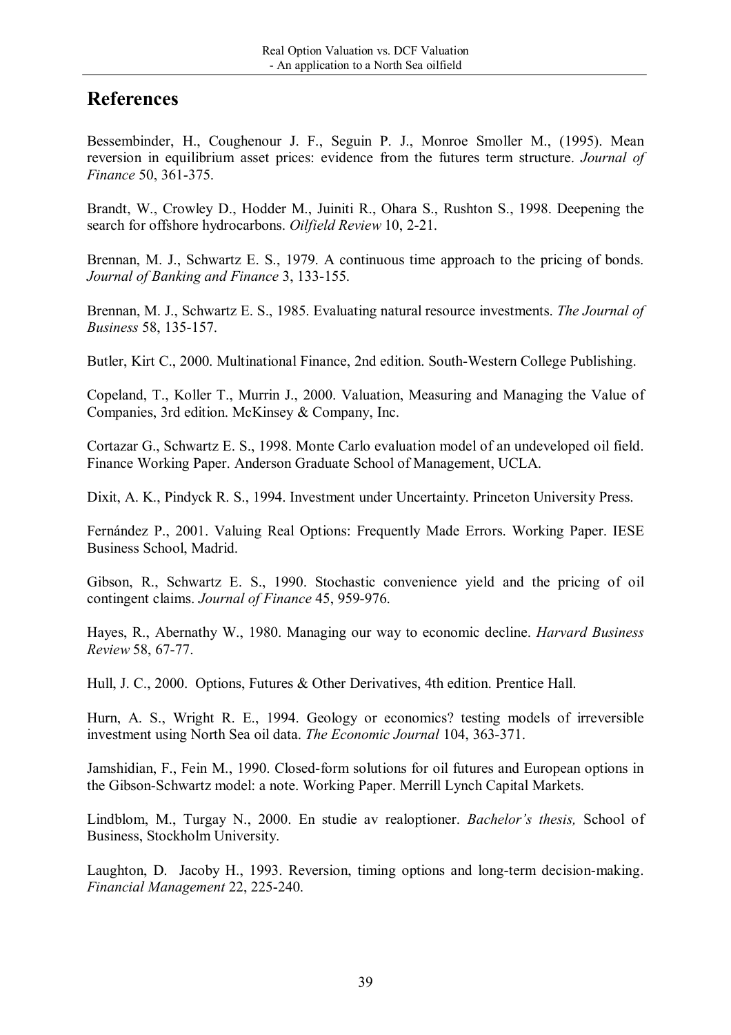## References

Bessembinder, H., Coughenour J. F., Seguin P. J., Monroe Smoller M., (1995). Mean reversion in equilibrium asset prices: evidence from the futures term structure. *Journal of Finance* 50, 361-375.

Brandt, W., Crowley D., Hodder M., Juiniti R., Ohara S., Rushton S., 1998. Deepening the search for offshore hydrocarbons. *Oilfield Review* 10, 2-21.

Brennan, M. J., Schwartz E. S., 1979. A continuous time approach to the pricing of bonds. *Journal of Banking and Finance* 3, 133-155.

Brennan, M. J., Schwartz E. S., 1985. Evaluating natural resource investments. *The Journal of Business* 58, 135-157.

Butler, Kirt C., 2000. Multinational Finance, 2nd edition. South-Western College Publishing.

Copeland, T., Koller T., Murrin J., 2000. Valuation, Measuring and Managing the Value of Companies, 3rd edition. McKinsey & Company, Inc.

Cortazar G., Schwartz E. S., 1998. Monte Carlo evaluation model of an undeveloped oil field. Finance Working Paper. Anderson Graduate School of Management, UCLA.

Dixit, A. K., Pindyck R. S., 1994. Investment under Uncertainty. Princeton University Press.

Fernández P., 2001. Valuing Real Options: Frequently Made Errors. Working Paper. IESE Business School, Madrid.

Gibson, R., Schwartz E. S., 1990. Stochastic convenience yield and the pricing of oil contingent claims. *Journal of Finance* 45, 959-976.

Hayes, R., Abernathy W., 1980. Managing our way to economic decline. *Harvard Business Review* 58, 67-77.

Hull, J. C., 2000. Options, Futures & Other Derivatives, 4th edition. Prentice Hall.

Hurn, A. S., Wright R. E., 1994. Geology or economics? testing models of irreversible investment using North Sea oil data. *The Economic Journal* 104, 363-371.

Jamshidian, F., Fein M., 1990. Closed-form solutions for oil futures and European options in the Gibson-Schwartz model: a note. Working Paper. Merrill Lynch Capital Markets.

Lindblom, M., Turgay N., 2000. En studie av realoptioner. *Bachelor's thesis,* School of Business, Stockholm University.

Laughton, D. Jacoby H., 1993. Reversion, timing options and long-term decision-making. *Financial Management* 22, 225-240.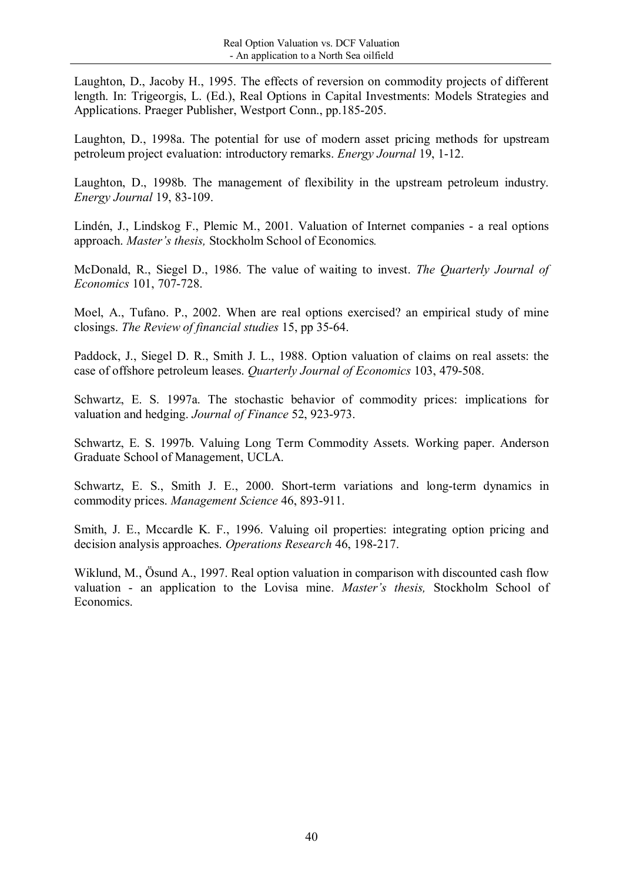Laughton, D., Jacoby H., 1995. The effects of reversion on commodity projects of different length. In: Trigeorgis, L. (Ed.), Real Options in Capital Investments: Models Strategies and Applications. Praeger Publisher, Westport Conn., pp.185-205.

Laughton, D., 1998a. The potential for use of modern asset pricing methods for upstream petroleum project evaluation: introductory remarks. *Energy Journal* 19, 1-12.

Laughton, D., 1998b. The management of flexibility in the upstream petroleum industry. *Energy Journal* 19, 83-109.

Lindén, J., Lindskog F., Plemic M., 2001. Valuation of Internet companies - a real options approach. *Master's thesis,* Stockholm School of Economics*.*

McDonald, R., Siegel D., 1986. The value of waiting to invest. *The Quarterly Journal of Economics* 101, 707-728.

Moel, A., Tufano. P., 2002. When are real options exercised? an empirical study of mine closings. *The Review of financial studies* 15, pp 35-64.

Paddock, J., Siegel D. R., Smith J. L., 1988. Option valuation of claims on real assets: the case of offshore petroleum leases. *Quarterly Journal of Economics* 103, 479-508.

Schwartz, E. S. 1997a. The stochastic behavior of commodity prices: implications for valuation and hedging. *Journal of Finance* 52, 923-973.

Schwartz, E. S. 1997b. Valuing Long Term Commodity Assets. Working paper. Anderson Graduate School of Management, UCLA.

Schwartz, E. S., Smith J. E., 2000. Short-term variations and long-term dynamics in commodity prices. *Management Science* 46, 893-911.

Smith, J. E., Mccardle K. F., 1996. Valuing oil properties: integrating option pricing and decision analysis approaches. *Operations Research* 46, 198-217.

Wiklund, M., Ösund A., 1997. Real option valuation in comparison with discounted cash flow valuation - an application to the Lovisa mine. *Master's thesis,* Stockholm School of Economics.